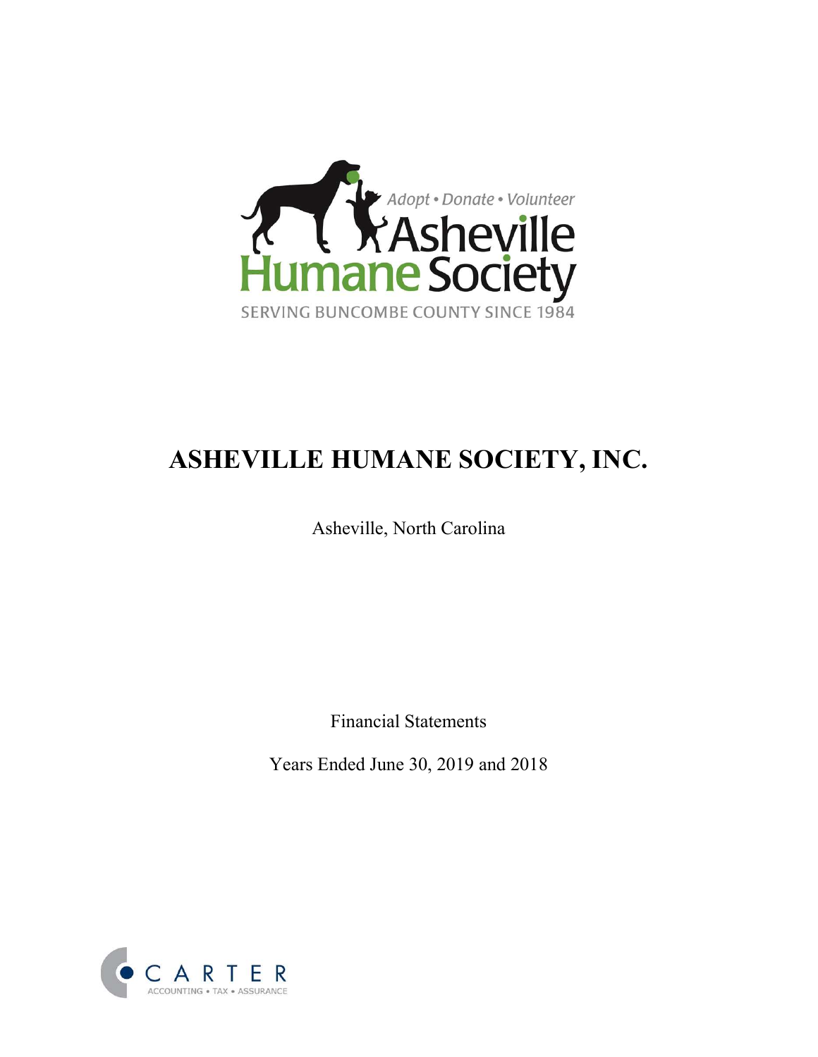Adopt • Donate • Volunteer

Asheville Humane Society

SERVING BUNCOMBE COUNTY SINCE 1984

# ASHEVILLE HUMANE SOCIETY, INC.

Asheville, North Carolina

Financial Statements

Years Ended June 30, 2019 and 2018

CARTER

ACCOUNTING • TAX • ASSURANCE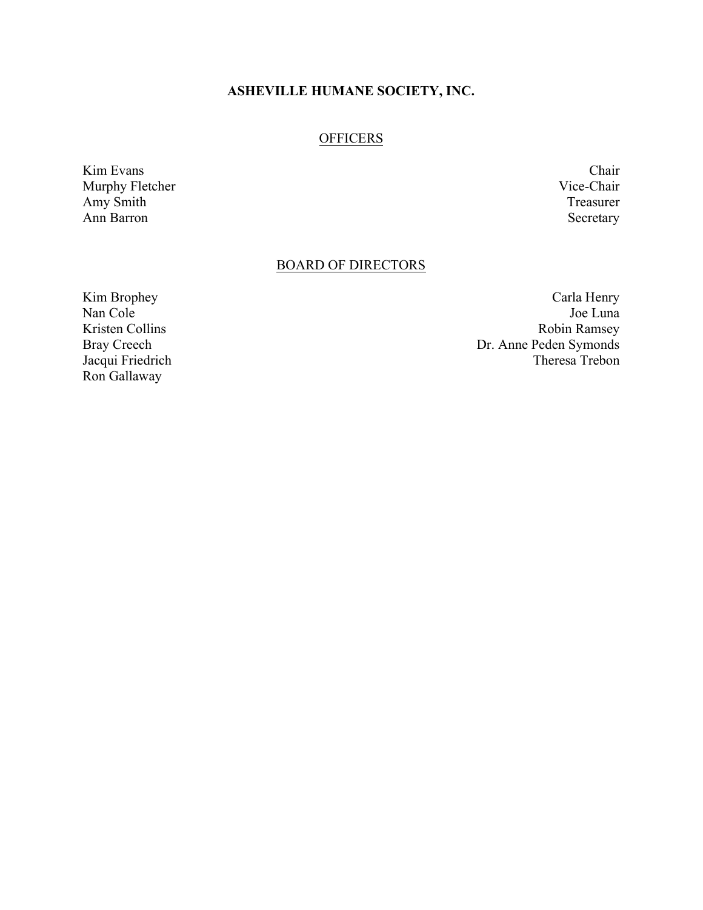# ASHEVILLE HUMANE SOCIETY, INC.

## OFFICERS

| | |
|---|---|
| Kim Evans | Chair |
| Murphy Fletcher | Vice-Chair |
| Amy Smith | Treasurer |
| Ann Barron | Secretary |

## BOARD OF DIRECTORS

Kim Brophey
Nan Cole
Kristen Collins
Bray Creech
Jacqui Friedrich
Ron Gallaway
Carla Henry
Joe Luna
Robin Ramsey
Dr. Anne Peden Symonds
Theresa Trebon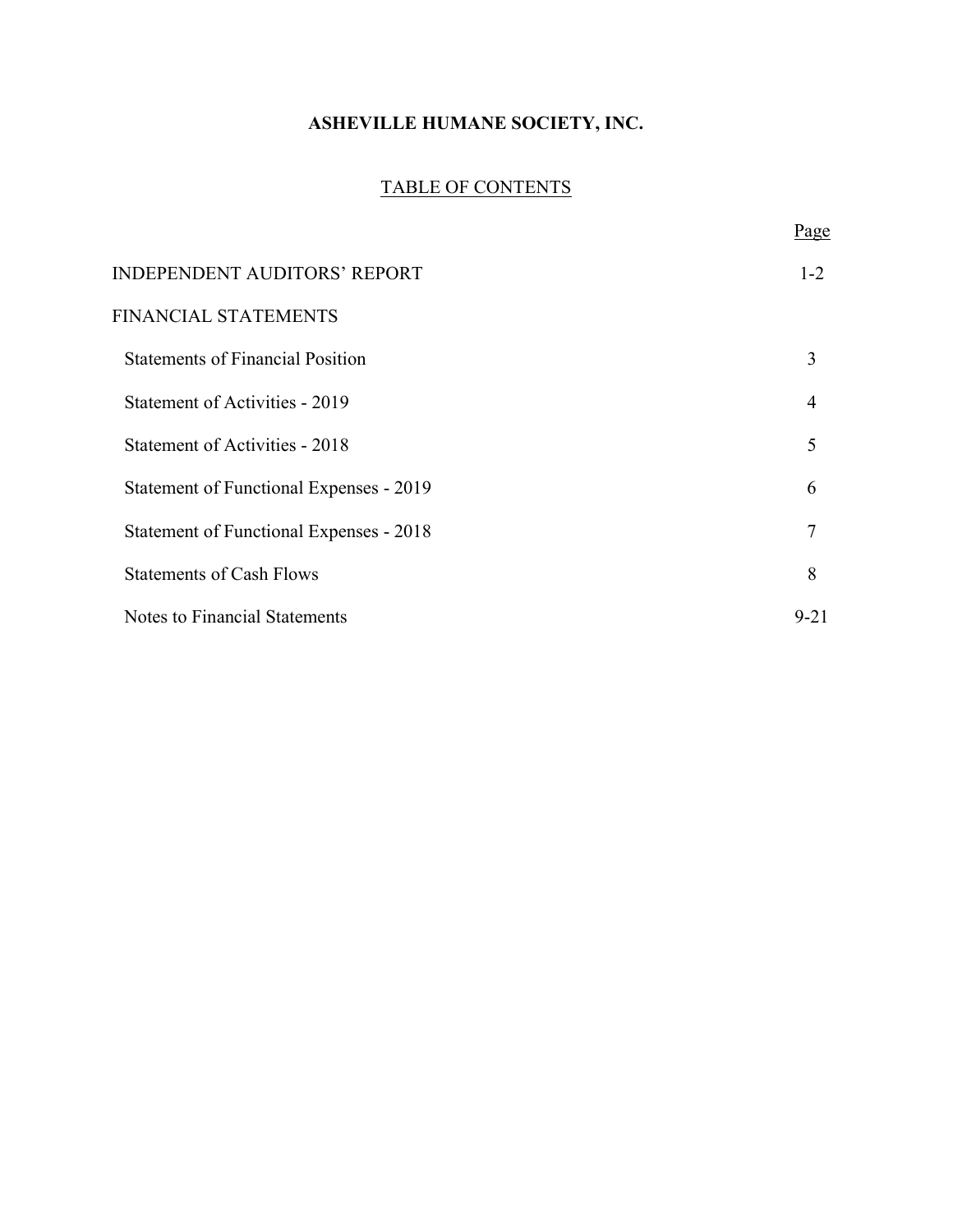# ASHEVILLE HUMANE SOCIETY, INC.

## TABLE OF CONTENTS

| | Page |
|---|---|
| INDEPENDENT AUDITORS' REPORT | 1-2 |
| FINANCIAL STATEMENTS | |
| Statements of Financial Position | 3 |
| Statement of Activities - 2019 | 4 |
| Statement of Activities - 2018 | 5 |
| Statement of Functional Expenses - 2019 | 6 |
| Statement of Functional Expenses - 2018 | 7 |
| Statements of Cash Flows | 8 |
| Notes to Financial Statements | 9-21 |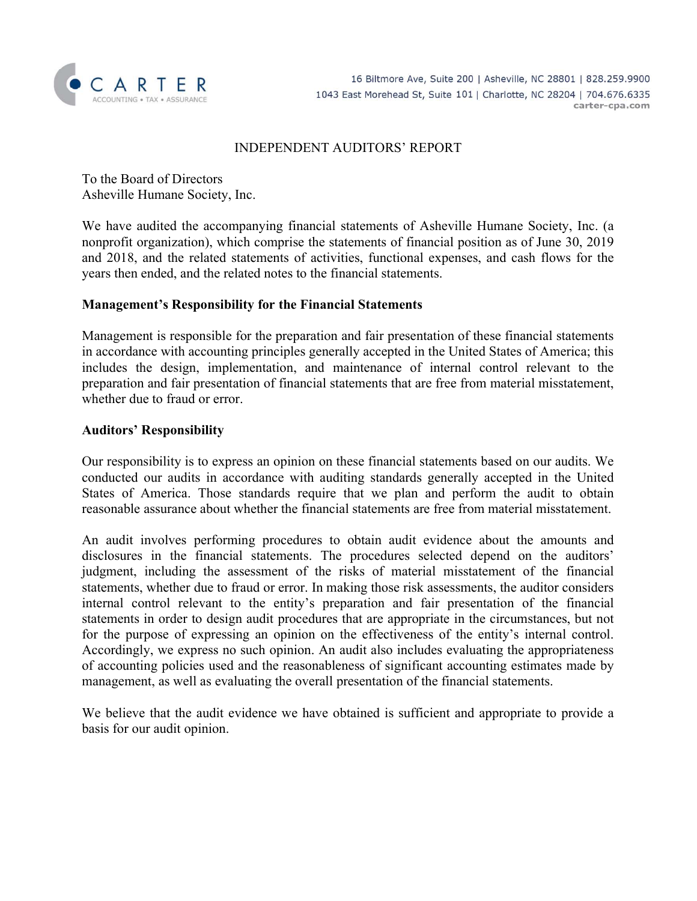CARTER
ACCOUNTING • TAX • ASSURANCE

16 Biltmore Ave, Suite 200 | Asheville, NC 28801 | 828.259.9900
1043 East Morehead St, Suite 101 | Charlotte, NC 28204 | 704.676.6335
carter-cpa.com

# INDEPENDENT AUDITORS' REPORT

To the Board of Directors
Asheville Humane Society, Inc.

We have audited the accompanying financial statements of Asheville Humane Society, Inc. (a nonprofit organization), which comprise the statements of financial position as of June 30, 2019 and 2018, and the related statements of activities, functional expenses, and cash flows for the years then ended, and the related notes to the financial statements.

**Management's Responsibility for the Financial Statements**

Management is responsible for the preparation and fair presentation of these financial statements in accordance with accounting principles generally accepted in the United States of America; this includes the design, implementation, and maintenance of internal control relevant to the preparation and fair presentation of financial statements that are free from material misstatement, whether due to fraud or error.

**Auditors' Responsibility**

Our responsibility is to express an opinion on these financial statements based on our audits. We conducted our audits in accordance with auditing standards generally accepted in the United States of America. Those standards require that we plan and perform the audit to obtain reasonable assurance about whether the financial statements are free from material misstatement.

An audit involves performing procedures to obtain audit evidence about the amounts and disclosures in the financial statements. The procedures selected depend on the auditors' judgment, including the assessment of the risks of material misstatement of the financial statements, whether due to fraud or error. In making those risk assessments, the auditor considers internal control relevant to the entity's preparation and fair presentation of the financial statements in order to design audit procedures that are appropriate in the circumstances, but not for the purpose of expressing an opinion on the effectiveness of the entity's internal control. Accordingly, we express no such opinion. An audit also includes evaluating the appropriateness of accounting policies used and the reasonableness of significant accounting estimates made by management, as well as evaluating the overall presentation of the financial statements.

We believe that the audit evidence we have obtained is sufficient and appropriate to provide a basis for our audit opinion.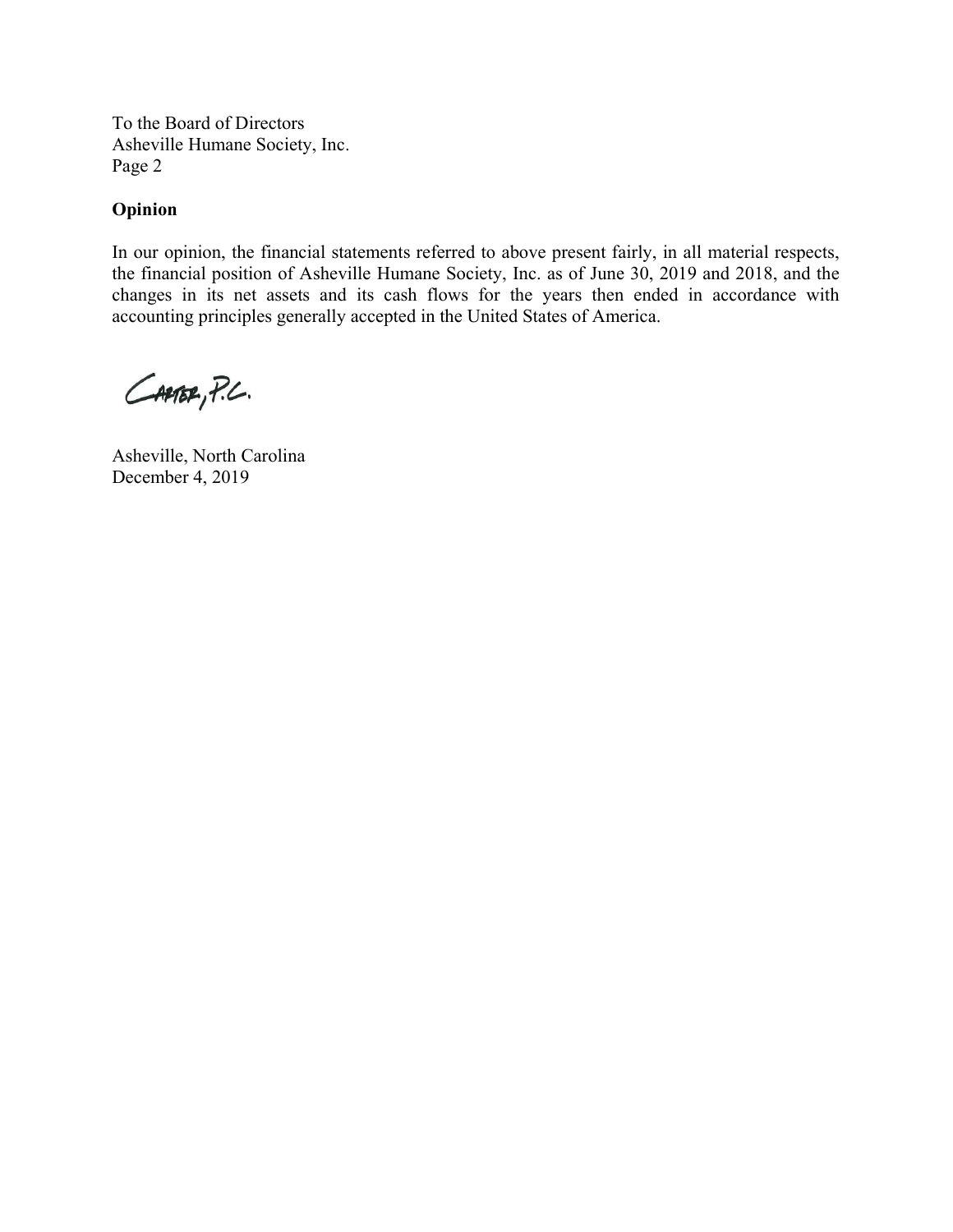To the Board of Directors
Asheville Humane Society, Inc.
Page 2

**Opinion**

In our opinion, the financial statements referred to above present fairly, in all material respects, the financial position of Asheville Humane Society, Inc. as of June 30, 2019 and 2018, and the changes in its net assets and its cash flows for the years then ended in accordance with accounting principles generally accepted in the United States of America.

Carter, P.C.

Asheville, North Carolina
December 4, 2019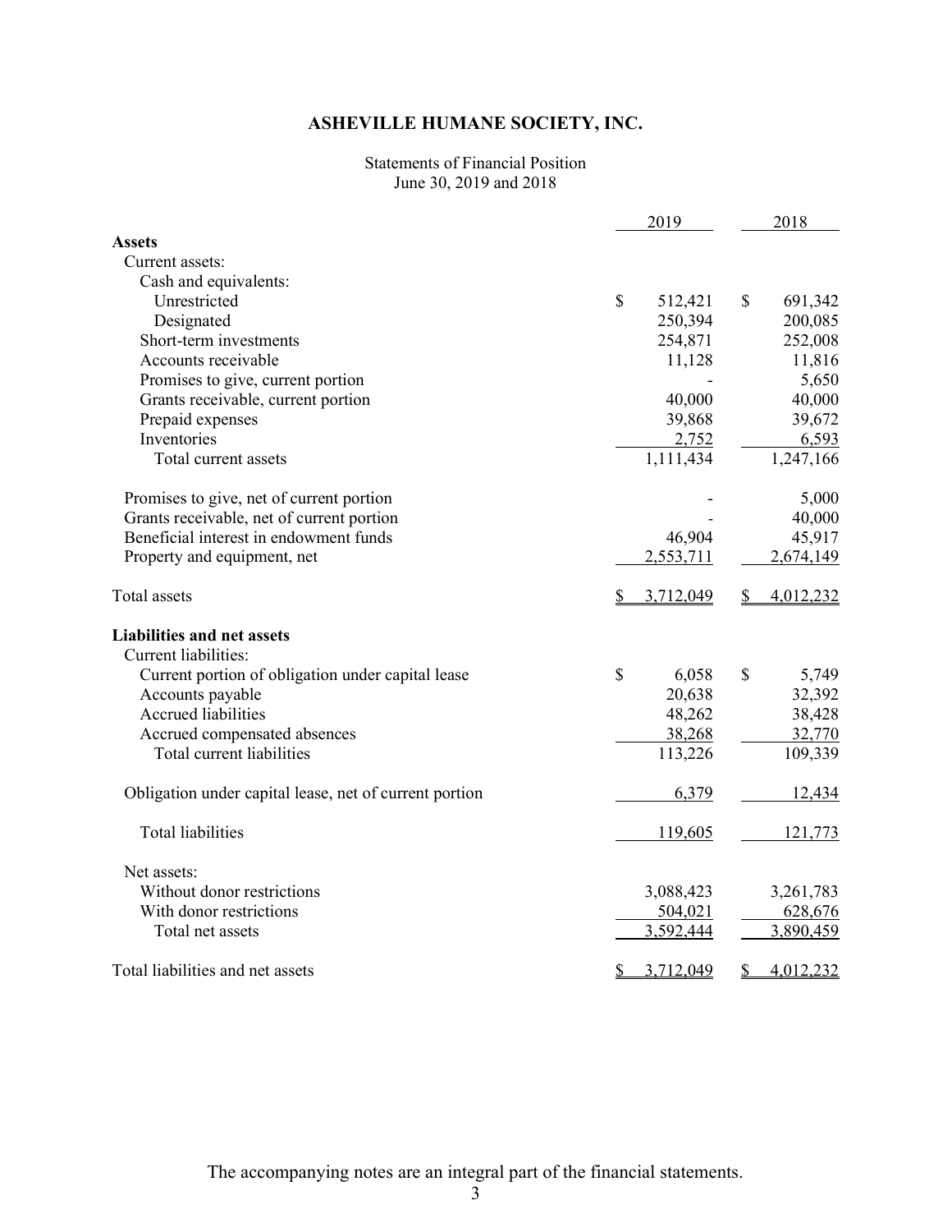# ASHEVILLE HUMANE SOCIETY, INC.

Statements of Financial Position
June 30, 2019 and 2018

| | 2019 | 2018 |
|---|---|---|
| **Assets** | | |
| Current assets: | | |
| Cash and equivalents: | | |
| Unrestricted | $ 512,421 | $ 691,342 |
| Designated | 250,394 | 200,085 |
| Short-term investments | 254,871 | 252,008 |
| Accounts receivable | 11,128 | 11,816 |
| Promises to give, current portion | - | 5,650 |
| Grants receivable, current portion | 40,000 | 40,000 |
| Prepaid expenses | 39,868 | 39,672 |
| Inventories | 2,752 | 6,593 |
| Total current assets | 1,111,434 | 1,247,166 |
| Promises to give, net of current portion | - | 5,000 |
| Grants receivable, net of current portion | - | 40,000 |
| Beneficial interest in endowment funds | 46,904 | 45,917 |
| Property and equipment, net | 2,553,711 | 2,674,149 |
| Total assets | $ 3,712,049 | $ 4,012,232 |
| **Liabilities and net assets** | | |
| Current liabilities: | | |
| Current portion of obligation under capital lease | $ 6,058 | $ 5,749 |
| Accounts payable | 20,638 | 32,392 |
| Accrued liabilities | 48,262 | 38,428 |
| Accrued compensated absences | 38,268 | 32,770 |
| Total current liabilities | 113,226 | 109,339 |
| Obligation under capital lease, net of current portion | 6,379 | 12,434 |
| Total liabilities | 119,605 | 121,773 |
| Net assets: | | |
| Without donor restrictions | 3,088,423 | 3,261,783 |
| With donor restrictions | 504,021 | 628,676 |
| Total net assets | 3,592,444 | 3,890,459 |
| Total liabilities and net assets | $ 3,712,049 | $ 4,012,232 |

The accompanying notes are an integral part of the financial statements.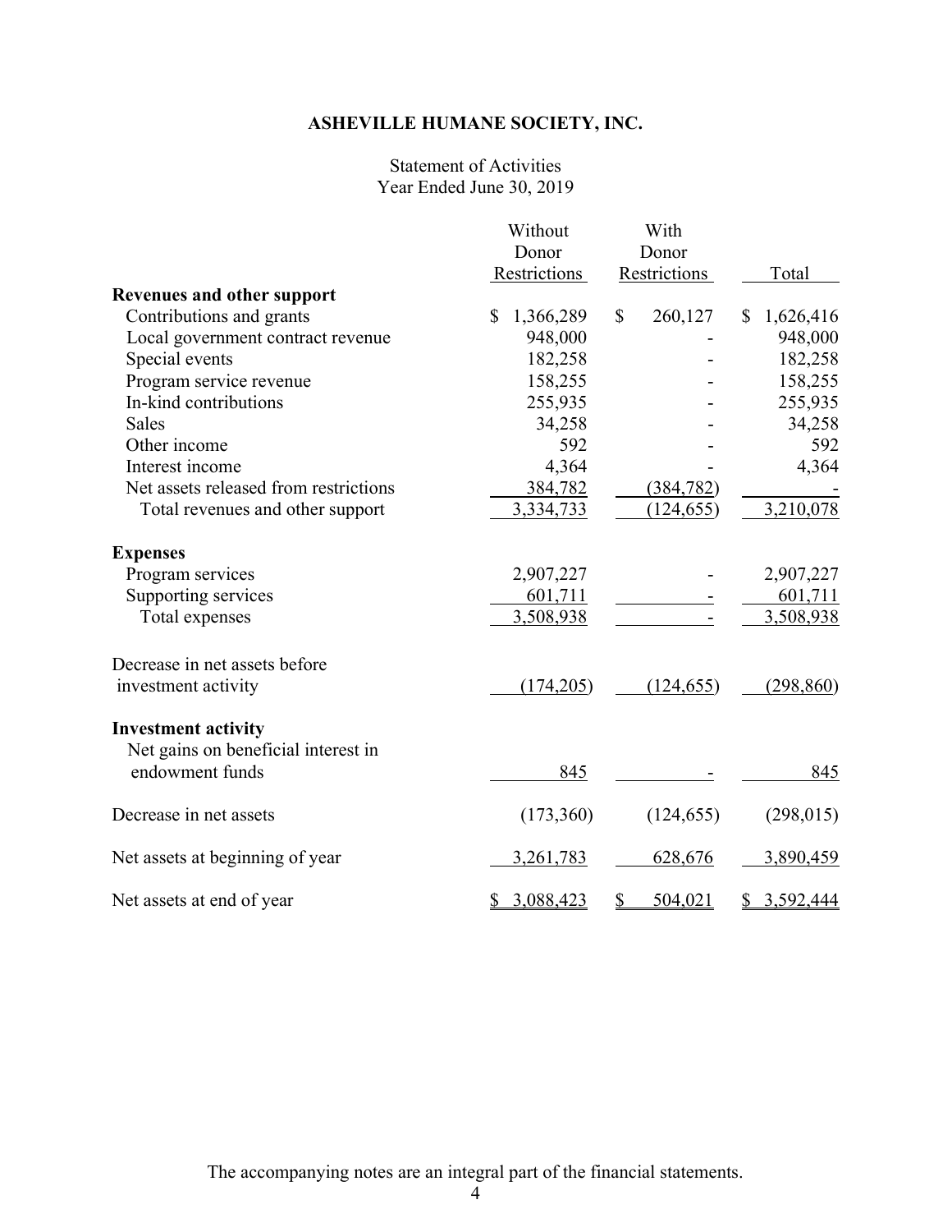# ASHEVILLE HUMANE SOCIETY, INC.

Statement of Activities
Year Ended June 30, 2019

| | Without Donor Restrictions | With Donor Restrictions | Total |
|---|---|---|---|
| **Revenues and other support** | | | |
| Contributions and grants | $ 1,366,289 | $ 260,127 | $ 1,626,416 |
| Local government contract revenue | 948,000 | - | 948,000 |
| Special events | 182,258 | - | 182,258 |
| Program service revenue | 158,255 | - | 158,255 |
| In-kind contributions | 255,935 | - | 255,935 |
| Sales | 34,258 | - | 34,258 |
| Other income | 592 | - | 592 |
| Interest income | 4,364 | - | 4,364 |
| Net assets released from restrictions | 384,782 | (384,782) | - |
| Total revenues and other support | 3,334,733 | (124,655) | 3,210,078 |
| **Expenses** | | | |
| Program services | 2,907,227 | - | 2,907,227 |
| Supporting services | 601,711 | - | 601,711 |
| Total expenses | 3,508,938 | - | 3,508,938 |
| Decrease in net assets before investment activity | (174,205) | (124,655) | (298,860) |
| **Investment activity** | | | |
| Net gains on beneficial interest in endowment funds | 845 | - | 845 |
| Decrease in net assets | (173,360) | (124,655) | (298,015) |
| Net assets at beginning of year | 3,261,783 | 628,676 | 3,890,459 |
| Net assets at end of year | $ 3,088,423 | $ 504,021 | $ 3,592,444 |

The accompanying notes are an integral part of the financial statements.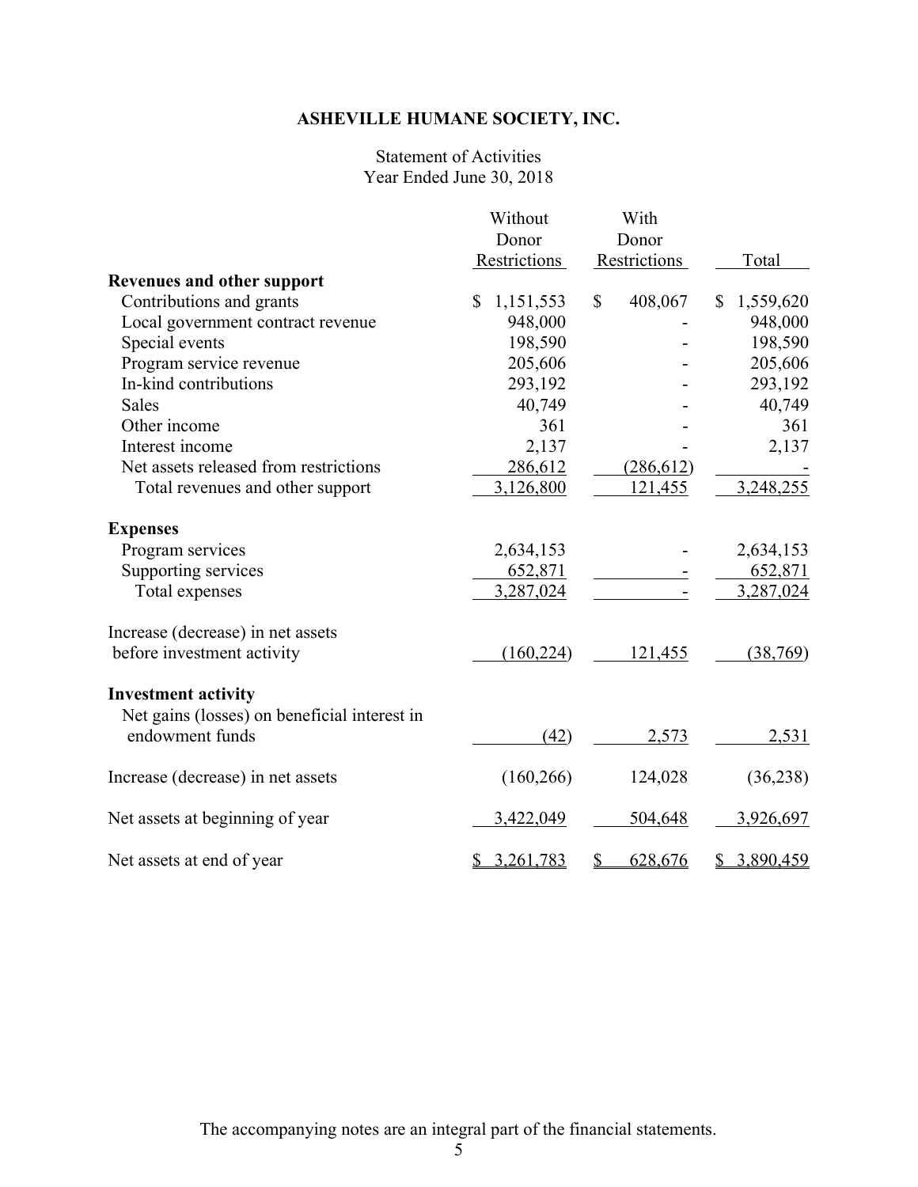# ASHEVILLE HUMANE SOCIETY, INC.

Statement of Activities
Year Ended June 30, 2018

| | Without Donor Restrictions | With Donor Restrictions | Total |
|---|---|---|---|
| **Revenues and other support** | | | |
| Contributions and grants | $ 1,151,553 | $ 408,067 | $ 1,559,620 |
| Local government contract revenue | 948,000 | - | 948,000 |
| Special events | 198,590 | - | 198,590 |
| Program service revenue | 205,606 | - | 205,606 |
| In-kind contributions | 293,192 | - | 293,192 |
| Sales | 40,749 | - | 40,749 |
| Other income | 361 | - | 361 |
| Interest income | 2,137 | - | 2,137 |
| Net assets released from restrictions | 286,612 | (286,612) | - |
| Total revenues and other support | 3,126,800 | 121,455 | 3,248,255 |
| **Expenses** | | | |
| Program services | 2,634,153 | - | 2,634,153 |
| Supporting services | 652,871 | - | 652,871 |
| Total expenses | 3,287,024 | - | 3,287,024 |
| Increase (decrease) in net assets before investment activity | (160,224) | 121,455 | (38,769) |
| **Investment activity** | | | |
| Net gains (losses) on beneficial interest in endowment funds | (42) | 2,573 | 2,531 |
| Increase (decrease) in net assets | (160,266) | 124,028 | (36,238) |
| Net assets at beginning of year | 3,422,049 | 504,648 | 3,926,697 |
| Net assets at end of year | $ 3,261,783 | $ 628,676 | $ 3,890,459 |

The accompanying notes are an integral part of the financial statements.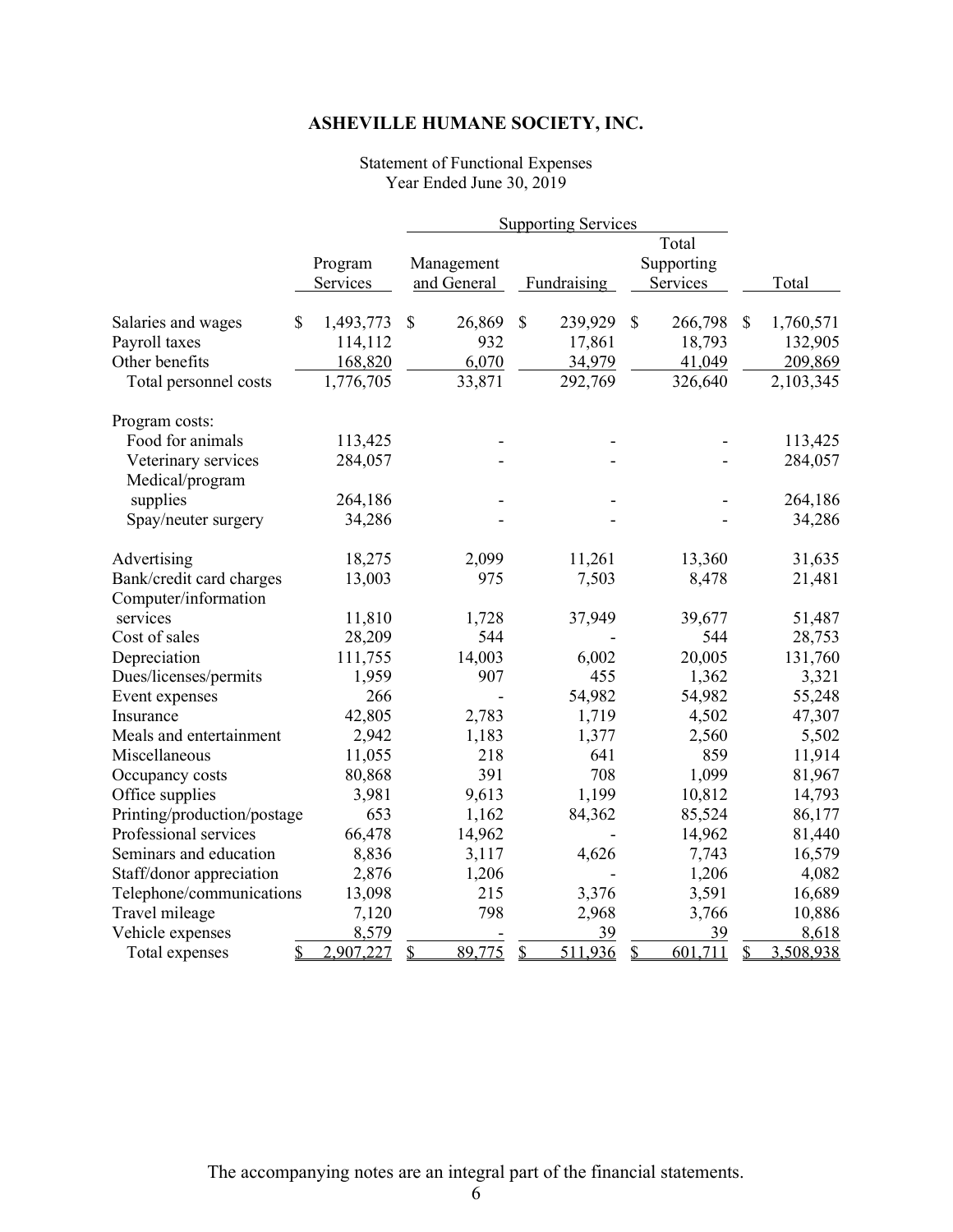# ASHEVILLE HUMANE SOCIETY, INC.

Statement of Functional Expenses
Year Ended June 30, 2019

| | Program Services | Supporting Services | | | Total |
|---|---|---|---|---|---|
| | | Management and General | Fundraising | Total Supporting Services | |
| Salaries and wages | $ 1,493,773 | $ 26,869 | $ 239,929 | $ 266,798 | $ 1,760,571 |
| Payroll taxes | 114,112 | 932 | 17,861 | 18,793 | 132,905 |
| Other benefits | 168,820 | 6,070 | 34,979 | 41,049 | 209,869 |
| Total personnel costs | 1,776,705 | 33,871 | 292,769 | 326,640 | 2,103,345 |
| Program costs: | | | | | |
| Food for animals | 113,425 | - | - | - | 113,425 |
| Veterinary services | 284,057 | - | - | - | 284,057 |
| Medical/program supplies | 264,186 | - | - | - | 264,186 |
| Spay/neuter surgery | 34,286 | - | - | - | 34,286 |
| Advertising | 18,275 | 2,099 | 11,261 | 13,360 | 31,635 |
| Bank/credit card charges | 13,003 | 975 | 7,503 | 8,478 | 21,481 |
| Computer/information services | 11,810 | 1,728 | 37,949 | 39,677 | 51,487 |
| Cost of sales | 28,209 | 544 | - | 544 | 28,753 |
| Depreciation | 111,755 | 14,003 | 6,002 | 20,005 | 131,760 |
| Dues/licenses/permits | 1,959 | 907 | 455 | 1,362 | 3,321 |
| Event expenses | 266 | - | 54,982 | 54,982 | 55,248 |
| Insurance | 42,805 | 2,783 | 1,719 | 4,502 | 47,307 |
| Meals and entertainment | 2,942 | 1,183 | 1,377 | 2,560 | 5,502 |
| Miscellaneous | 11,055 | 218 | 641 | 859 | 11,914 |
| Occupancy costs | 80,868 | 391 | 708 | 1,099 | 81,967 |
| Office supplies | 3,981 | 9,613 | 1,199 | 10,812 | 14,793 |
| Printing/production/postage | 653 | 1,162 | 84,362 | 85,524 | 86,177 |
| Professional services | 66,478 | 14,962 | - | 14,962 | 81,440 |
| Seminars and education | 8,836 | 3,117 | 4,626 | 7,743 | 16,579 |
| Staff/donor appreciation | 2,876 | 1,206 | - | 1,206 | 4,082 |
| Telephone/communications | 13,098 | 215 | 3,376 | 3,591 | 16,689 |
| Travel mileage | 7,120 | 798 | 2,968 | 3,766 | 10,886 |
| Vehicle expenses | 8,579 | - | 39 | 39 | 8,618 |
| Total expenses | $ 2,907,227 | $ 89,775 | $ 511,936 | $ 601,711 | $ 3,508,938 |

The accompanying notes are an integral part of the financial statements.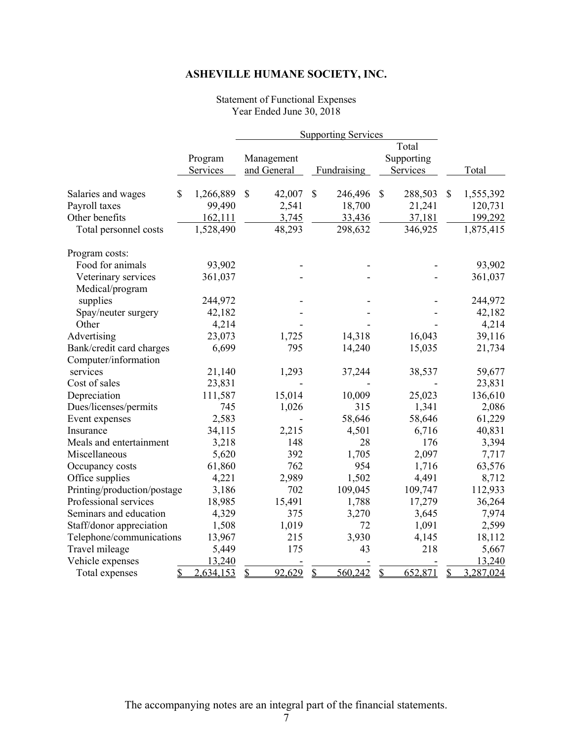# ASHEVILLE HUMANE SOCIETY, INC.

Statement of Functional Expenses
Year Ended June 30, 2018

| | Program Services | Supporting Services | | | Total |
|---|---|---|---|---|---|
| | | Management and General | Fundraising | Total Supporting Services | |
| Salaries and wages | $ 1,266,889 | $ 42,007 | $ 246,496 | $ 288,503 | $ 1,555,392 |
| Payroll taxes | 99,490 | 2,541 | 18,700 | 21,241 | 120,731 |
| Other benefits | 162,111 | 3,745 | 33,436 | 37,181 | 199,292 |
| Total personnel costs | 1,528,490 | 48,293 | 298,632 | 346,925 | 1,875,415 |
| Program costs: | | | | | |
| Food for animals | 93,902 | - | - | - | 93,902 |
| Veterinary services | 361,037 | - | - | - | 361,037 |
| Medical/program supplies | 244,972 | - | - | - | 244,972 |
| Spay/neuter surgery | 42,182 | - | - | - | 42,182 |
| Other | 4,214 | - | - | - | 4,214 |
| Advertising | 23,073 | 1,725 | 14,318 | 16,043 | 39,116 |
| Bank/credit card charges | 6,699 | 795 | 14,240 | 15,035 | 21,734 |
| Computer/information services | 21,140 | 1,293 | 37,244 | 38,537 | 59,677 |
| Cost of sales | 23,831 | - | - | - | 23,831 |
| Depreciation | 111,587 | 15,014 | 10,009 | 25,023 | 136,610 |
| Dues/licenses/permits | 745 | 1,026 | 315 | 1,341 | 2,086 |
| Event expenses | 2,583 | - | 58,646 | 58,646 | 61,229 |
| Insurance | 34,115 | 2,215 | 4,501 | 6,716 | 40,831 |
| Meals and entertainment | 3,218 | 148 | 28 | 176 | 3,394 |
| Miscellaneous | 5,620 | 392 | 1,705 | 2,097 | 7,717 |
| Occupancy costs | 61,860 | 762 | 954 | 1,716 | 63,576 |
| Office supplies | 4,221 | 2,989 | 1,502 | 4,491 | 8,712 |
| Printing/production/postage | 3,186 | 702 | 109,045 | 109,747 | 112,933 |
| Professional services | 18,985 | 15,491 | 1,788 | 17,279 | 36,264 |
| Seminars and education | 4,329 | 375 | 3,270 | 3,645 | 7,974 |
| Staff/donor appreciation | 1,508 | 1,019 | 72 | 1,091 | 2,599 |
| Telephone/communications | 13,967 | 215 | 3,930 | 4,145 | 18,112 |
| Travel mileage | 5,449 | 175 | 43 | 218 | 5,667 |
| Vehicle expenses | 13,240 | - | - | - | 13,240 |
| Total expenses | $ 2,634,153 | $ 92,629 | $ 560,242 | $ 652,871 | $ 3,287,024 |

The accompanying notes are an integral part of the financial statements.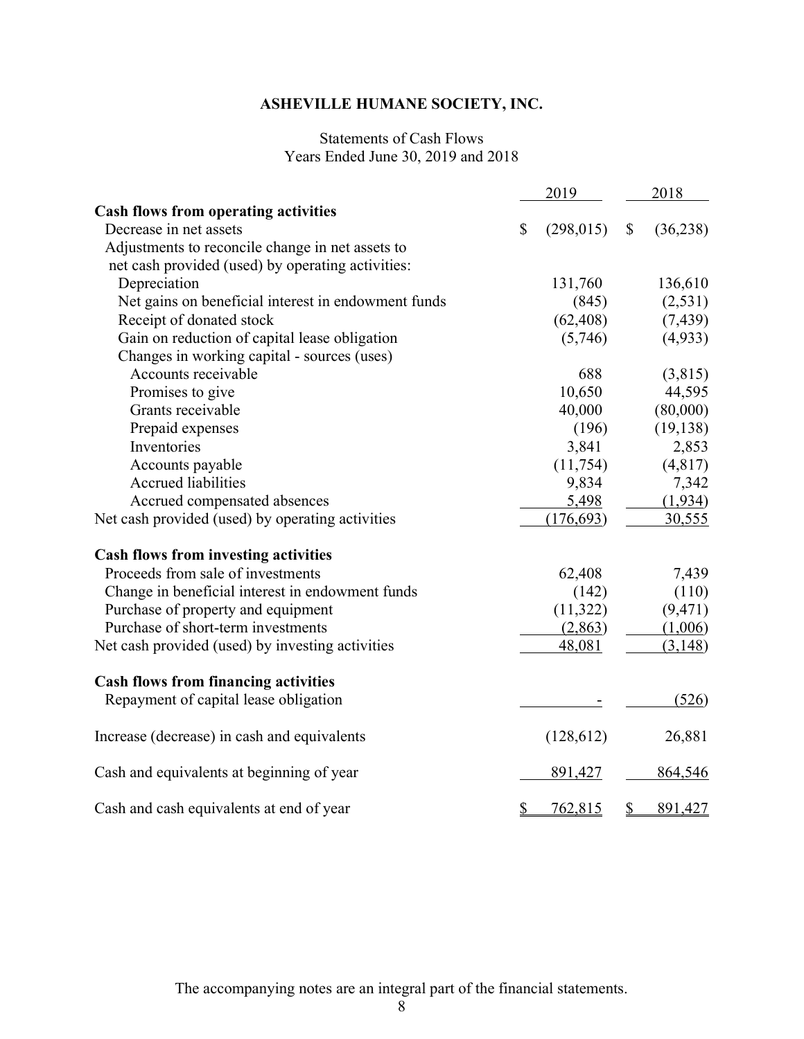# ASHEVILLE HUMANE SOCIETY, INC.

Statements of Cash Flows
Years Ended June 30, 2019 and 2018

| | 2019 | 2018 |
|---|---|---|
| **Cash flows from operating activities** | | |
| Decrease in net assets | $ (298,015) | $ (36,238) |
| Adjustments to reconcile change in net assets to net cash provided (used) by operating activities: | | |
| Depreciation | 131,760 | 136,610 |
| Net gains on beneficial interest in endowment funds | (845) | (2,531) |
| Receipt of donated stock | (62,408) | (7,439) |
| Gain on reduction of capital lease obligation | (5,746) | (4,933) |
| Changes in working capital - sources (uses) | | |
| Accounts receivable | 688 | (3,815) |
| Promises to give | 10,650 | 44,595 |
| Grants receivable | 40,000 | (80,000) |
| Prepaid expenses | (196) | (19,138) |
| Inventories | 3,841 | 2,853 |
| Accounts payable | (11,754) | (4,817) |
| Accrued liabilities | 9,834 | 7,342 |
| Accrued compensated absences | 5,498 | (1,934) |
| Net cash provided (used) by operating activities | (176,693) | 30,555 |
| **Cash flows from investing activities** | | |
| Proceeds from sale of investments | 62,408 | 7,439 |
| Change in beneficial interest in endowment funds | (142) | (110) |
| Purchase of property and equipment | (11,322) | (9,471) |
| Purchase of short-term investments | (2,863) | (1,006) |
| Net cash provided (used) by investing activities | 48,081 | (3,148) |
| **Cash flows from financing activities** | | |
| Repayment of capital lease obligation | - | (526) |
| Increase (decrease) in cash and equivalents | (128,612) | 26,881 |
| Cash and equivalents at beginning of year | 891,427 | 864,546 |
| Cash and cash equivalents at end of year | $ 762,815 | $ 891,427 |

The accompanying notes are an integral part of the financial statements.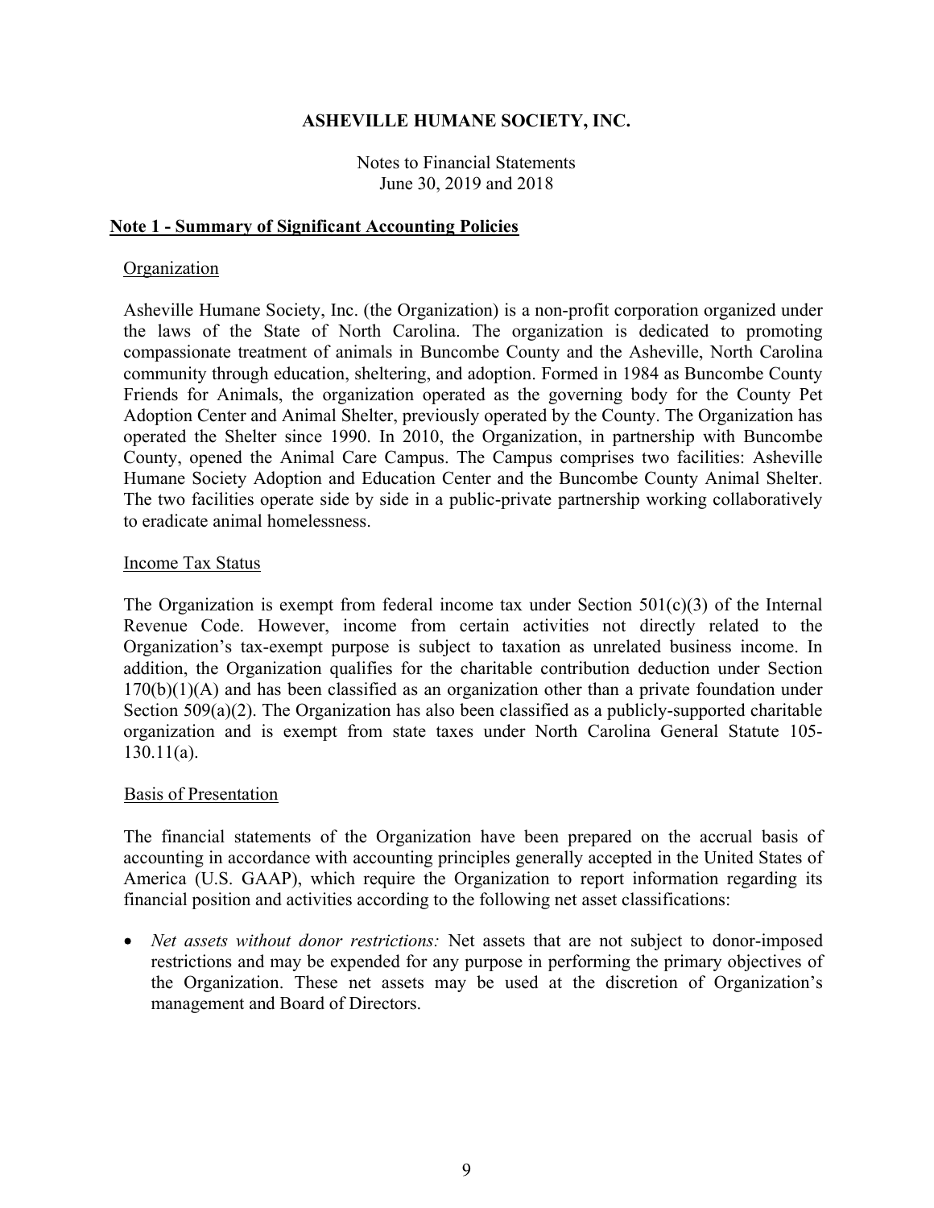# ASHEVILLE HUMANE SOCIETY, INC.

Notes to Financial Statements
June 30, 2019 and 2018

## Note 1 - Summary of Significant Accounting Policies

### Organization

Asheville Humane Society, Inc. (the Organization) is a non-profit corporation organized under the laws of the State of North Carolina. The organization is dedicated to promoting compassionate treatment of animals in Buncombe County and the Asheville, North Carolina community through education, sheltering, and adoption. Formed in 1984 as Buncombe County Friends for Animals, the organization operated as the governing body for the County Pet Adoption Center and Animal Shelter, previously operated by the County. The Organization has operated the Shelter since 1990. In 2010, the Organization, in partnership with Buncombe County, opened the Animal Care Campus. The Campus comprises two facilities: Asheville Humane Society Adoption and Education Center and the Buncombe County Animal Shelter. The two facilities operate side by side in a public-private partnership working collaboratively to eradicate animal homelessness.

### Income Tax Status

The Organization is exempt from federal income tax under Section 501(c)(3) of the Internal Revenue Code. However, income from certain activities not directly related to the Organization's tax-exempt purpose is subject to taxation as unrelated business income. In addition, the Organization qualifies for the charitable contribution deduction under Section 170(b)(1)(A) and has been classified as an organization other than a private foundation under Section 509(a)(2). The Organization has also been classified as a publicly-supported charitable organization and is exempt from state taxes under North Carolina General Statute 105-130.11(a).

### Basis of Presentation

The financial statements of the Organization have been prepared on the accrual basis of accounting in accordance with accounting principles generally accepted in the United States of America (U.S. GAAP), which require the Organization to report information regarding its financial position and activities according to the following net asset classifications:

- *Net assets without donor restrictions:* Net assets that are not subject to donor-imposed restrictions and may be expended for any purpose in performing the primary objectives of the Organization. These net assets may be used at the discretion of Organization's management and Board of Directors.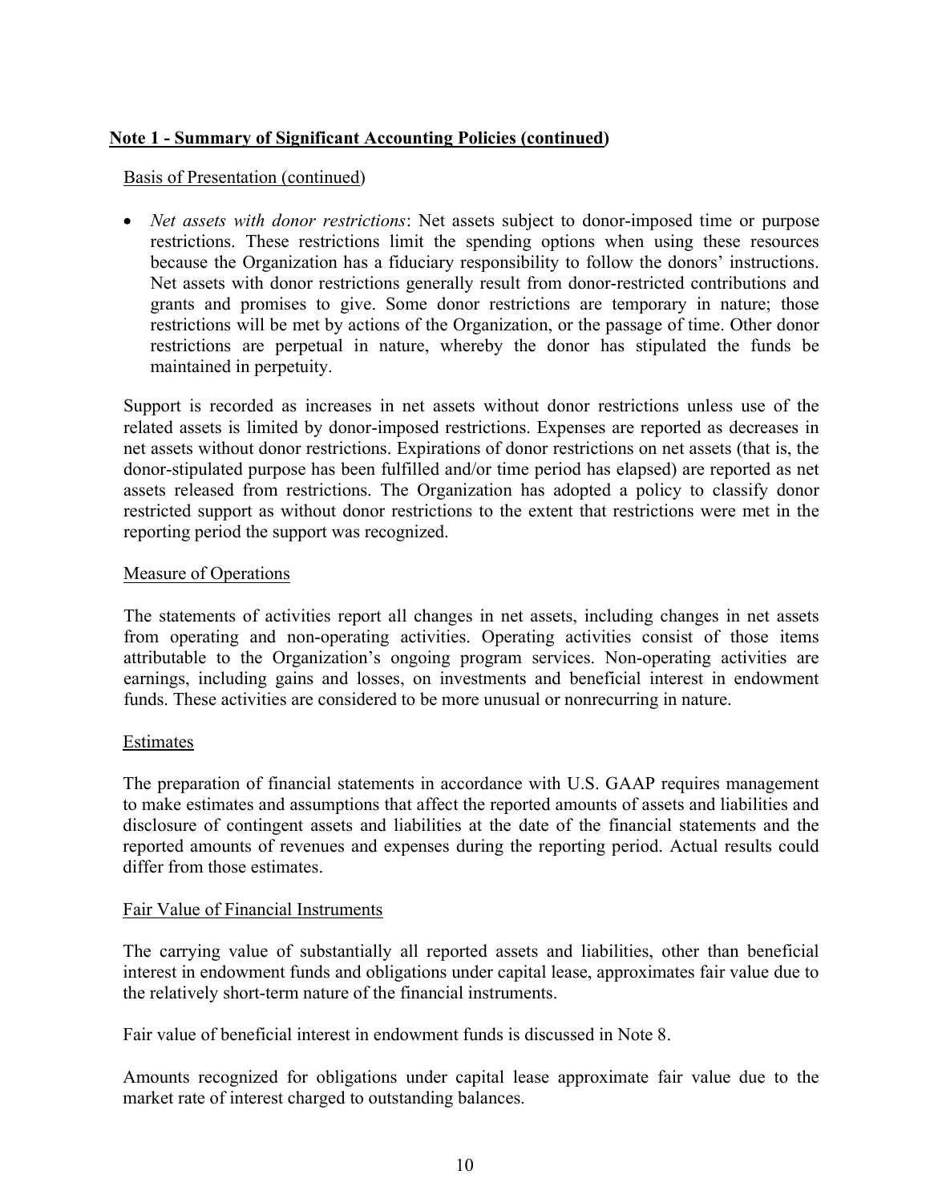## Note 1 - Summary of Significant Accounting Policies (continued)

### Basis of Presentation (continued)

- *Net assets with donor restrictions*: Net assets subject to donor-imposed time or purpose restrictions. These restrictions limit the spending options when using these resources because the Organization has a fiduciary responsibility to follow the donors' instructions. Net assets with donor restrictions generally result from donor-restricted contributions and grants and promises to give. Some donor restrictions are temporary in nature; those restrictions will be met by actions of the Organization, or the passage of time. Other donor restrictions are perpetual in nature, whereby the donor has stipulated the funds be maintained in perpetuity.

Support is recorded as increases in net assets without donor restrictions unless use of the related assets is limited by donor-imposed restrictions. Expenses are reported as decreases in net assets without donor restrictions. Expirations of donor restrictions on net assets (that is, the donor-stipulated purpose has been fulfilled and/or time period has elapsed) are reported as net assets released from restrictions. The Organization has adopted a policy to classify donor restricted support as without donor restrictions to the extent that restrictions were met in the reporting period the support was recognized.

### Measure of Operations

The statements of activities report all changes in net assets, including changes in net assets from operating and non-operating activities. Operating activities consist of those items attributable to the Organization's ongoing program services. Non-operating activities are earnings, including gains and losses, on investments and beneficial interest in endowment funds. These activities are considered to be more unusual or nonrecurring in nature.

### Estimates

The preparation of financial statements in accordance with U.S. GAAP requires management to make estimates and assumptions that affect the reported amounts of assets and liabilities and disclosure of contingent assets and liabilities at the date of the financial statements and the reported amounts of revenues and expenses during the reporting period. Actual results could differ from those estimates.

### Fair Value of Financial Instruments

The carrying value of substantially all reported assets and liabilities, other than beneficial interest in endowment funds and obligations under capital lease, approximates fair value due to the relatively short-term nature of the financial instruments.

Fair value of beneficial interest in endowment funds is discussed in Note 8.

Amounts recognized for obligations under capital lease approximate fair value due to the market rate of interest charged to outstanding balances.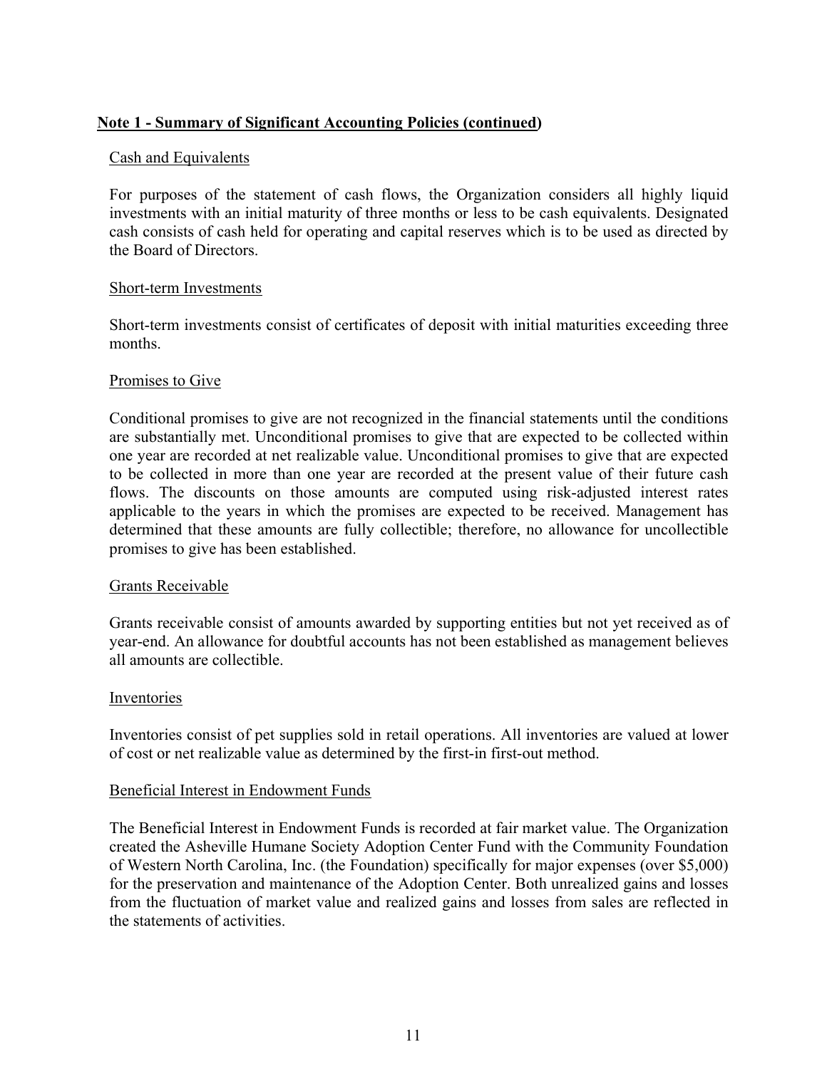**Note 1 - Summary of Significant Accounting Policies (continued)**

Cash and Equivalents

For purposes of the statement of cash flows, the Organization considers all highly liquid investments with an initial maturity of three months or less to be cash equivalents. Designated cash consists of cash held for operating and capital reserves which is to be used as directed by the Board of Directors.

Short-term Investments

Short-term investments consist of certificates of deposit with initial maturities exceeding three months.

Promises to Give

Conditional promises to give are not recognized in the financial statements until the conditions are substantially met. Unconditional promises to give that are expected to be collected within one year are recorded at net realizable value. Unconditional promises to give that are expected to be collected in more than one year are recorded at the present value of their future cash flows. The discounts on those amounts are computed using risk-adjusted interest rates applicable to the years in which the promises are expected to be received. Management has determined that these amounts are fully collectible; therefore, no allowance for uncollectible promises to give has been established.

Grants Receivable

Grants receivable consist of amounts awarded by supporting entities but not yet received as of year-end. An allowance for doubtful accounts has not been established as management believes all amounts are collectible.

Inventories

Inventories consist of pet supplies sold in retail operations. All inventories are valued at lower of cost or net realizable value as determined by the first-in first-out method.

Beneficial Interest in Endowment Funds

The Beneficial Interest in Endowment Funds is recorded at fair market value. The Organization created the Asheville Humane Society Adoption Center Fund with the Community Foundation of Western North Carolina, Inc. (the Foundation) specifically for major expenses (over $5,000) for the preservation and maintenance of the Adoption Center. Both unrealized gains and losses from the fluctuation of market value and realized gains and losses from sales are reflected in the statements of activities.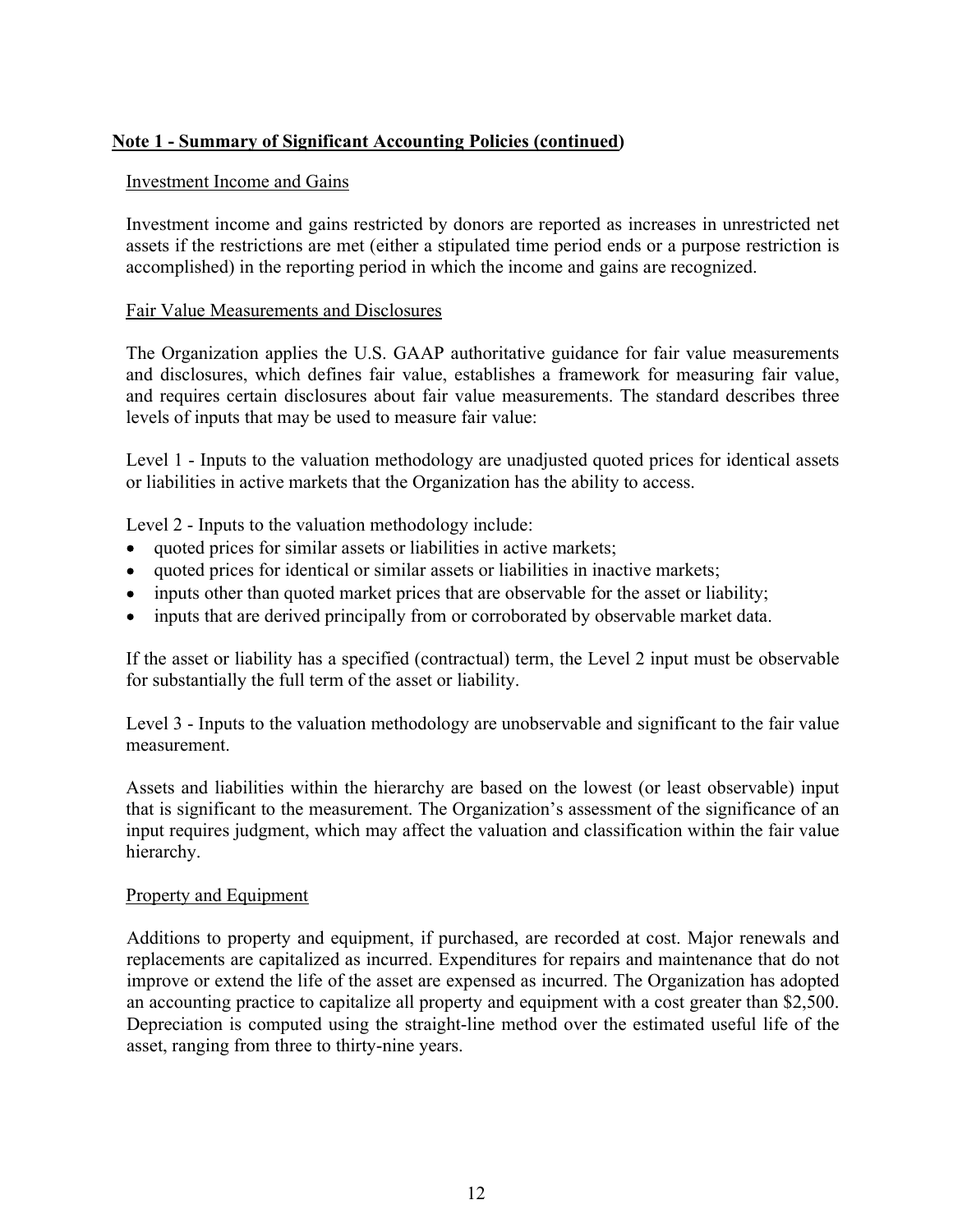**Note 1 - Summary of Significant Accounting Policies (continued)**

Investment Income and Gains

Investment income and gains restricted by donors are reported as increases in unrestricted net assets if the restrictions are met (either a stipulated time period ends or a purpose restriction is accomplished) in the reporting period in which the income and gains are recognized.

Fair Value Measurements and Disclosures

The Organization applies the U.S. GAAP authoritative guidance for fair value measurements and disclosures, which defines fair value, establishes a framework for measuring fair value, and requires certain disclosures about fair value measurements. The standard describes three levels of inputs that may be used to measure fair value:

Level 1 - Inputs to the valuation methodology are unadjusted quoted prices for identical assets or liabilities in active markets that the Organization has the ability to access.

Level 2 - Inputs to the valuation methodology include:

- quoted prices for similar assets or liabilities in active markets;
- quoted prices for identical or similar assets or liabilities in inactive markets;
- inputs other than quoted market prices that are observable for the asset or liability;
- inputs that are derived principally from or corroborated by observable market data.

If the asset or liability has a specified (contractual) term, the Level 2 input must be observable for substantially the full term of the asset or liability.

Level 3 - Inputs to the valuation methodology are unobservable and significant to the fair value measurement.

Assets and liabilities within the hierarchy are based on the lowest (or least observable) input that is significant to the measurement. The Organization's assessment of the significance of an input requires judgment, which may affect the valuation and classification within the fair value hierarchy.

Property and Equipment

Additions to property and equipment, if purchased, are recorded at cost. Major renewals and replacements are capitalized as incurred. Expenditures for repairs and maintenance that do not improve or extend the life of the asset are expensed as incurred. The Organization has adopted an accounting practice to capitalize all property and equipment with a cost greater than $2,500. Depreciation is computed using the straight-line method over the estimated useful life of the asset, ranging from three to thirty-nine years.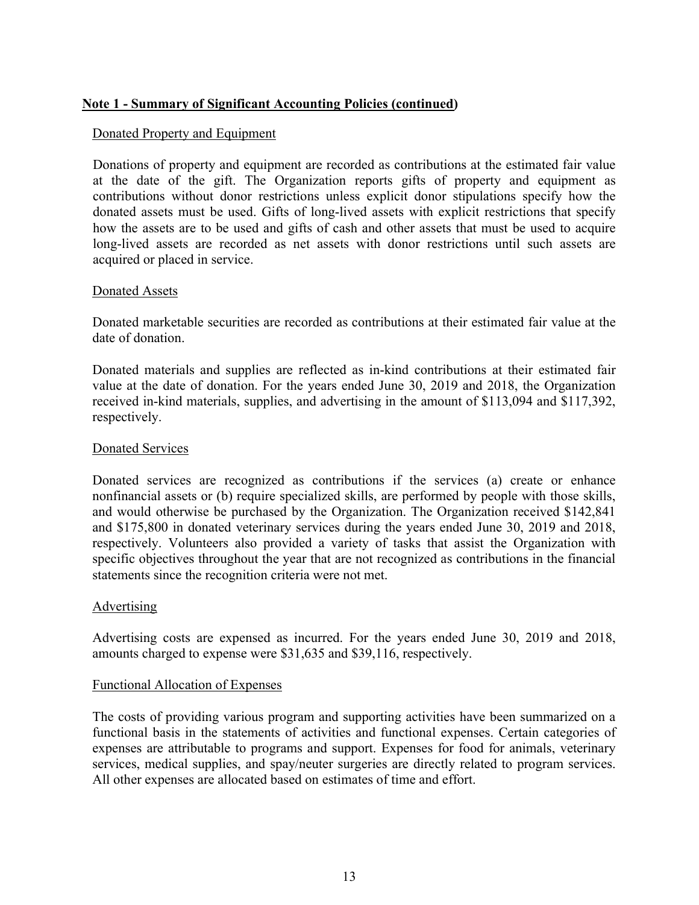## Note 1 - Summary of Significant Accounting Policies (continued)

### Donated Property and Equipment

Donations of property and equipment are recorded as contributions at the estimated fair value at the date of the gift. The Organization reports gifts of property and equipment as contributions without donor restrictions unless explicit donor stipulations specify how the donated assets must be used. Gifts of long-lived assets with explicit restrictions that specify how the assets are to be used and gifts of cash and other assets that must be used to acquire long-lived assets are recorded as net assets with donor restrictions until such assets are acquired or placed in service.

### Donated Assets

Donated marketable securities are recorded as contributions at their estimated fair value at the date of donation.

Donated materials and supplies are reflected as in-kind contributions at their estimated fair value at the date of donation. For the years ended June 30, 2019 and 2018, the Organization received in-kind materials, supplies, and advertising in the amount of $113,094 and $117,392, respectively.

### Donated Services

Donated services are recognized as contributions if the services (a) create or enhance nonfinancial assets or (b) require specialized skills, are performed by people with those skills, and would otherwise be purchased by the Organization. The Organization received $142,841 and $175,800 in donated veterinary services during the years ended June 30, 2019 and 2018, respectively. Volunteers also provided a variety of tasks that assist the Organization with specific objectives throughout the year that are not recognized as contributions in the financial statements since the recognition criteria were not met.

### Advertising

Advertising costs are expensed as incurred. For the years ended June 30, 2019 and 2018, amounts charged to expense were $31,635 and $39,116, respectively.

### Functional Allocation of Expenses

The costs of providing various program and supporting activities have been summarized on a functional basis in the statements of activities and functional expenses. Certain categories of expenses are attributable to programs and support. Expenses for food for animals, veterinary services, medical supplies, and spay/neuter surgeries are directly related to program services. All other expenses are allocated based on estimates of time and effort.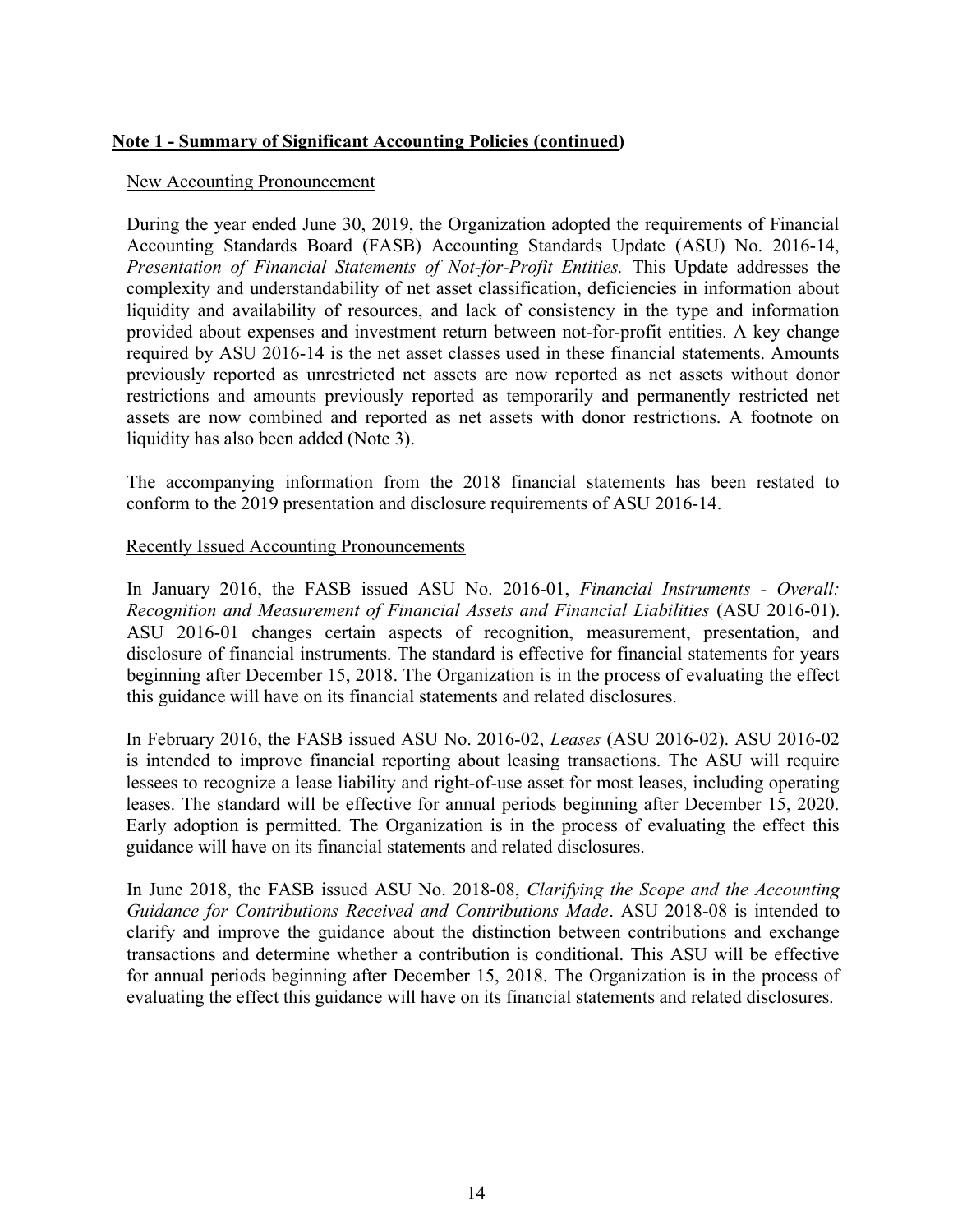**Note 1 - Summary of Significant Accounting Policies (continued)**

New Accounting Pronouncement

During the year ended June 30, 2019, the Organization adopted the requirements of Financial Accounting Standards Board (FASB) Accounting Standards Update (ASU) No. 2016-14, *Presentation of Financial Statements of Not-for-Profit Entities.* This Update addresses the complexity and understandability of net asset classification, deficiencies in information about liquidity and availability of resources, and lack of consistency in the type and information provided about expenses and investment return between not-for-profit entities. A key change required by ASU 2016-14 is the net asset classes used in these financial statements. Amounts previously reported as unrestricted net assets are now reported as net assets without donor restrictions and amounts previously reported as temporarily and permanently restricted net assets are now combined and reported as net assets with donor restrictions. A footnote on liquidity has also been added (Note 3).

The accompanying information from the 2018 financial statements has been restated to conform to the 2019 presentation and disclosure requirements of ASU 2016-14.

Recently Issued Accounting Pronouncements

In January 2016, the FASB issued ASU No. 2016-01, *Financial Instruments - Overall: Recognition and Measurement of Financial Assets and Financial Liabilities* (ASU 2016-01). ASU 2016-01 changes certain aspects of recognition, measurement, presentation, and disclosure of financial instruments. The standard is effective for financial statements for years beginning after December 15, 2018. The Organization is in the process of evaluating the effect this guidance will have on its financial statements and related disclosures.

In February 2016, the FASB issued ASU No. 2016-02, *Leases* (ASU 2016-02). ASU 2016-02 is intended to improve financial reporting about leasing transactions. The ASU will require lessees to recognize a lease liability and right-of-use asset for most leases, including operating leases. The standard will be effective for annual periods beginning after December 15, 2020. Early adoption is permitted. The Organization is in the process of evaluating the effect this guidance will have on its financial statements and related disclosures.

In June 2018, the FASB issued ASU No. 2018-08, *Clarifying the Scope and the Accounting Guidance for Contributions Received and Contributions Made*. ASU 2018-08 is intended to clarify and improve the guidance about the distinction between contributions and exchange transactions and determine whether a contribution is conditional. This ASU will be effective for annual periods beginning after December 15, 2018. The Organization is in the process of evaluating the effect this guidance will have on its financial statements and related disclosures.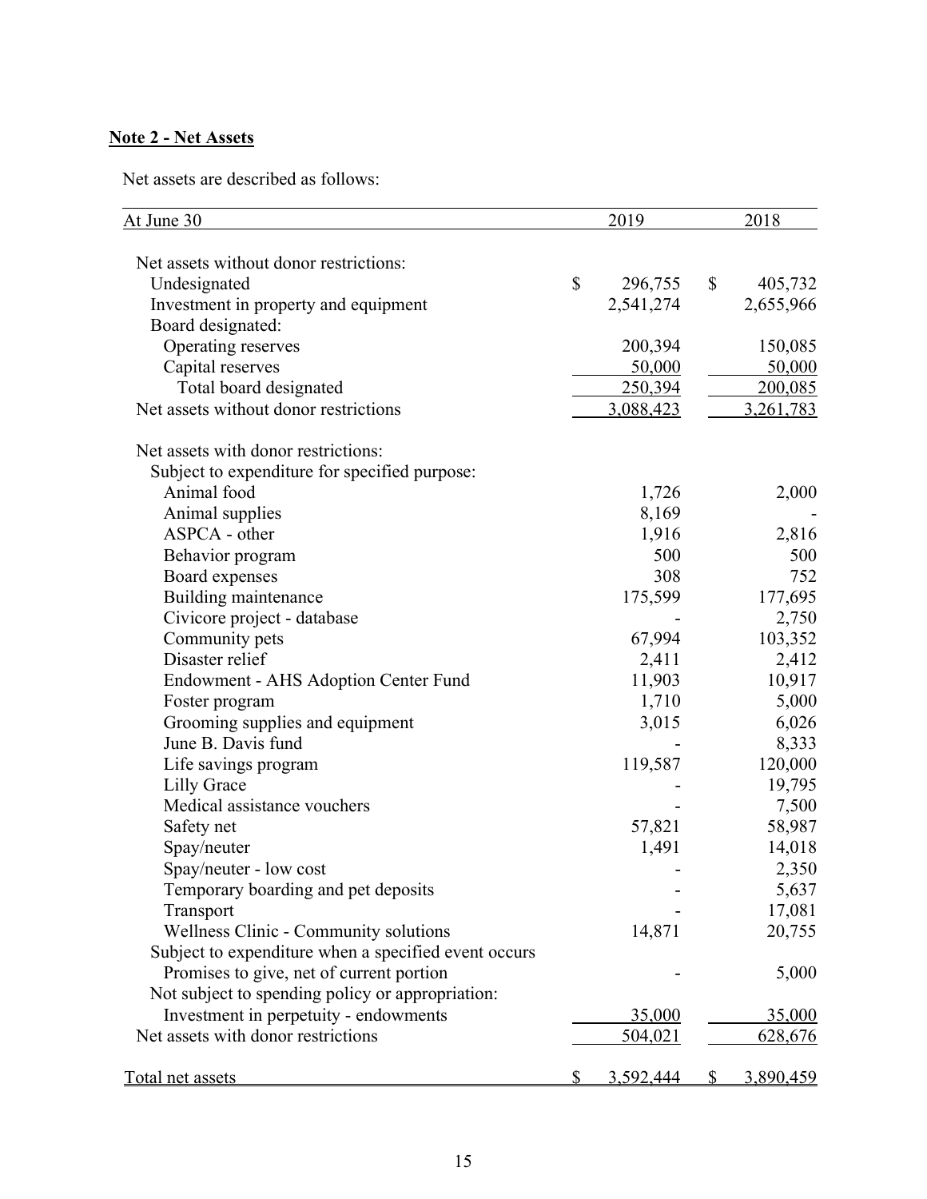## Note 2 - Net Assets

Net assets are described as follows:

| At June 30 | 2019 | 2018 |
|---|---|---|
| Net assets without donor restrictions: | | |
| Undesignated | $ 296,755 | $ 405,732 |
| Investment in property and equipment | 2,541,274 | 2,655,966 |
| Board designated: | | |
| Operating reserves | 200,394 | 150,085 |
| Capital reserves | 50,000 | 50,000 |
| Total board designated | 250,394 | 200,085 |
| Net assets without donor restrictions | 3,088,423 | 3,261,783 |
| Net assets with donor restrictions: | | |
| Subject to expenditure for specified purpose: | | |
| Animal food | 1,726 | 2,000 |
| Animal supplies | 8,169 | - |
| ASPCA - other | 1,916 | 2,816 |
| Behavior program | 500 | 500 |
| Board expenses | 308 | 752 |
| Building maintenance | 175,599 | 177,695 |
| Civicore project - database | - | 2,750 |
| Community pets | 67,994 | 103,352 |
| Disaster relief | 2,411 | 2,412 |
| Endowment - AHS Adoption Center Fund | 11,903 | 10,917 |
| Foster program | 1,710 | 5,000 |
| Grooming supplies and equipment | 3,015 | 6,026 |
| June B. Davis fund | - | 8,333 |
| Life savings program | 119,587 | 120,000 |
| Lilly Grace | - | 19,795 |
| Medical assistance vouchers | - | 7,500 |
| Safety net | 57,821 | 58,987 |
| Spay/neuter | 1,491 | 14,018 |
| Spay/neuter - low cost | - | 2,350 |
| Temporary boarding and pet deposits | - | 5,637 |
| Transport | - | 17,081 |
| Wellness Clinic - Community solutions | 14,871 | 20,755 |
| Subject to expenditure when a specified event occurs | | |
| Promises to give, net of current portion | - | 5,000 |
| Not subject to spending policy or appropriation: | | |
| Investment in perpetuity - endowments | 35,000 | 35,000 |
| Net assets with donor restrictions | 504,021 | 628,676 |
| Total net assets | $ 3,592,444 | $ 3,890,459 |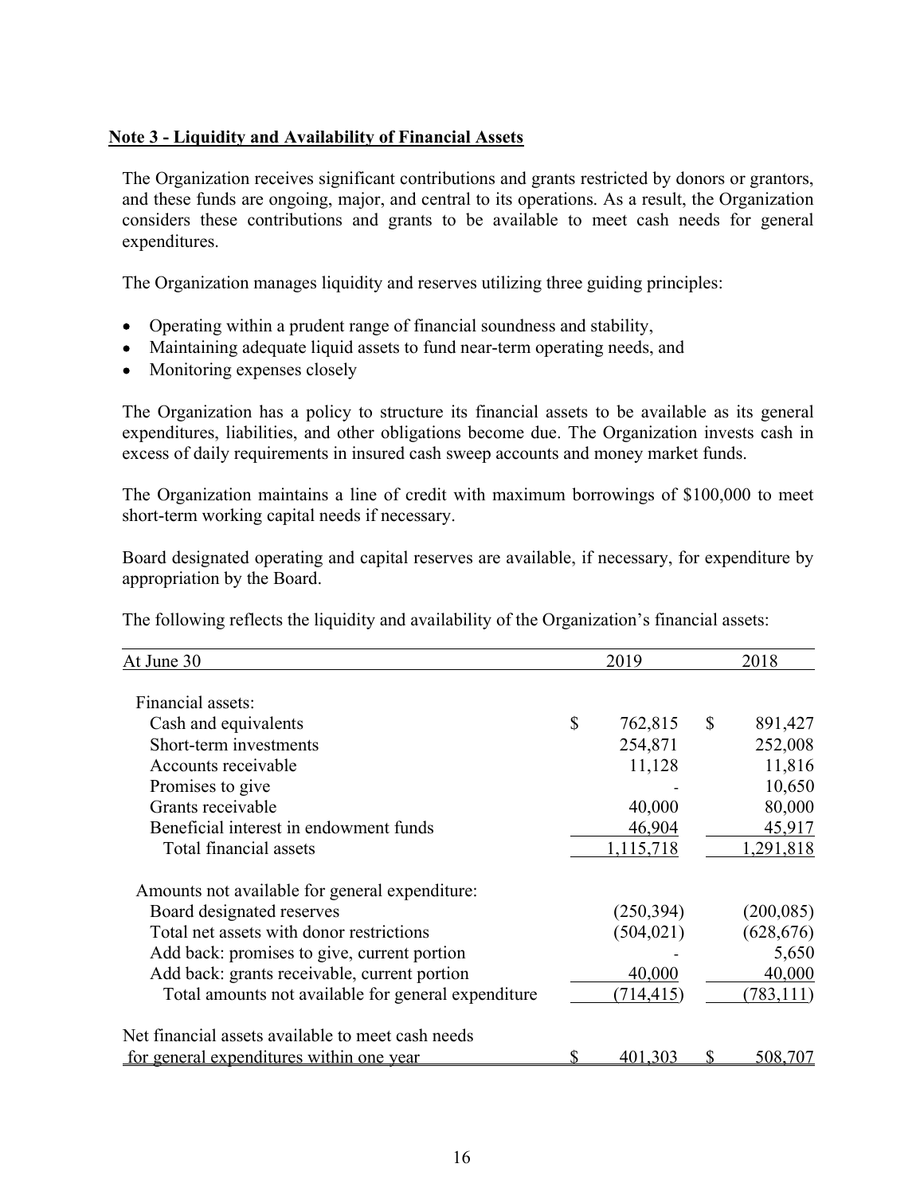**Note 3 - Liquidity and Availability of Financial Assets**

The Organization receives significant contributions and grants restricted by donors or grantors, and these funds are ongoing, major, and central to its operations. As a result, the Organization considers these contributions and grants to be available to meet cash needs for general expenditures.

The Organization manages liquidity and reserves utilizing three guiding principles:

- Operating within a prudent range of financial soundness and stability,
- Maintaining adequate liquid assets to fund near-term operating needs, and
- Monitoring expenses closely

The Organization has a policy to structure its financial assets to be available as its general expenditures, liabilities, and other obligations become due. The Organization invests cash in excess of daily requirements in insured cash sweep accounts and money market funds.

The Organization maintains a line of credit with maximum borrowings of $100,000 to meet short-term working capital needs if necessary.

Board designated operating and capital reserves are available, if necessary, for expenditure by appropriation by the Board.

The following reflects the liquidity and availability of the Organization's financial assets:

| At June 30 | 2019 | 2018 |
|---|---|---|
| Financial assets: | | |
| Cash and equivalents | $ 762,815 | $ 891,427 |
| Short-term investments | 254,871 | 252,008 |
| Accounts receivable | 11,128 | 11,816 |
| Promises to give | - | 10,650 |
| Grants receivable | 40,000 | 80,000 |
| Beneficial interest in endowment funds | 46,904 | 45,917 |
| Total financial assets | 1,115,718 | 1,291,818 |
| Amounts not available for general expenditure: | | |
| Board designated reserves | (250,394) | (200,085) |
| Total net assets with donor restrictions | (504,021) | (628,676) |
| Add back: promises to give, current portion | - | 5,650 |
| Add back: grants receivable, current portion | 40,000 | 40,000 |
| Total amounts not available for general expenditure | (714,415) | (783,111) |
| Net financial assets available to meet cash needs for general expenditures within one year | $ 401,303 | $ 508,707 |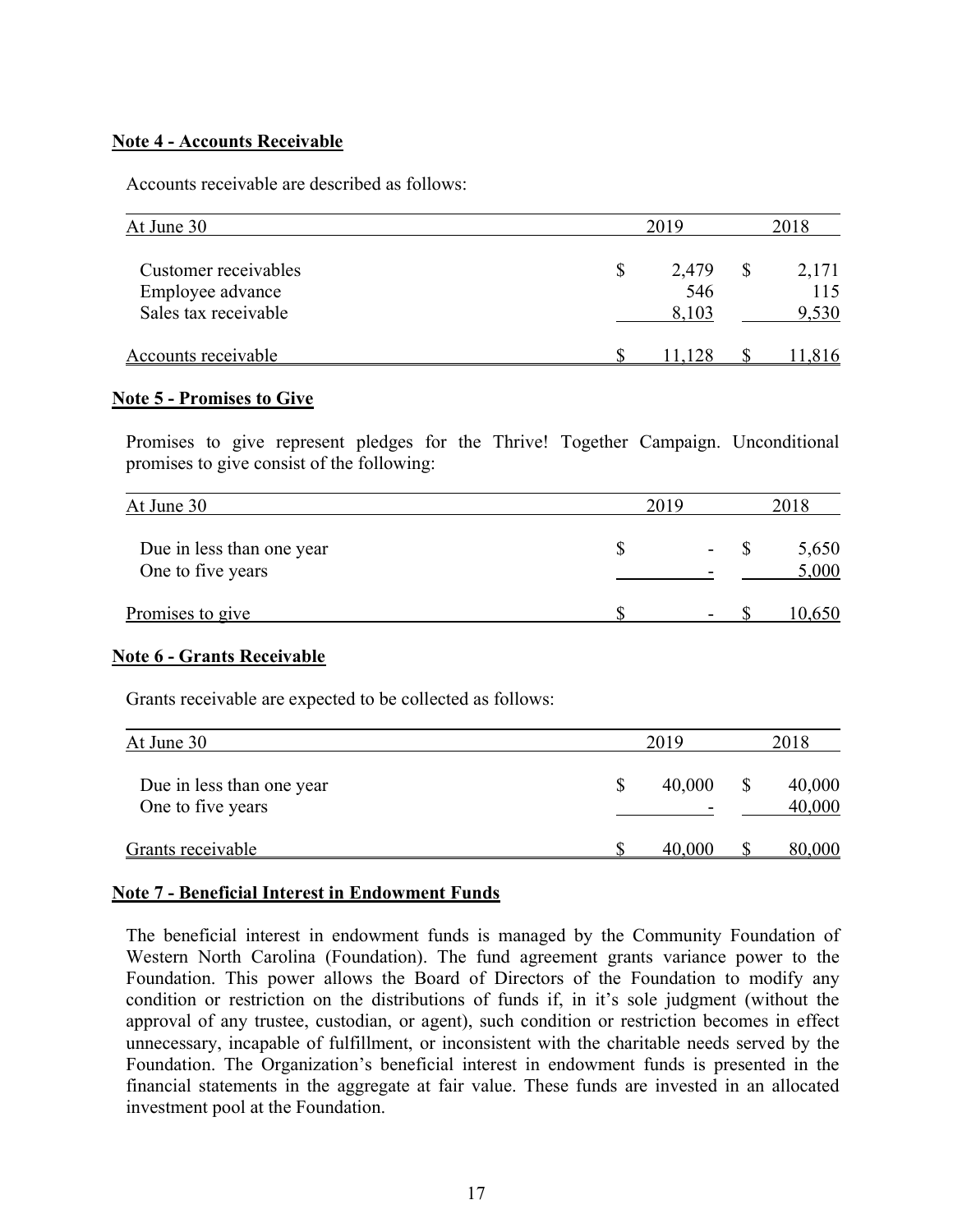**Note 4 - Accounts Receivable**

Accounts receivable are described as follows:

| At June 30 | 2019 | 2018 |
| --- | --- | --- |
| Customer receivables | $ 2,479 | $ 2,171 |
| Employee advance | 546 | 115 |
| Sales tax receivable | 8,103 | 9,530 |
| Accounts receivable | $ 11,128 | $ 11,816 |

**Note 5 - Promises to Give**

Promises to give represent pledges for the Thrive! Together Campaign. Unconditional promises to give consist of the following:

| At June 30 | 2019 | 2018 |
| --- | --- | --- |
| Due in less than one year | $ - | $ 5,650 |
| One to five years | - | 5,000 |
| Promises to give | $ - | $ 10,650 |

**Note 6 - Grants Receivable**

Grants receivable are expected to be collected as follows:

| At June 30 | 2019 | 2018 |
| --- | --- | --- |
| Due in less than one year | $ 40,000 | $ 40,000 |
| One to five years | - | 40,000 |
| Grants receivable | $ 40,000 | $ 80,000 |

**Note 7 - Beneficial Interest in Endowment Funds**

The beneficial interest in endowment funds is managed by the Community Foundation of Western North Carolina (Foundation). The fund agreement grants variance power to the Foundation. This power allows the Board of Directors of the Foundation to modify any condition or restriction on the distributions of funds if, in it's sole judgment (without the approval of any trustee, custodian, or agent), such condition or restriction becomes in effect unnecessary, incapable of fulfillment, or inconsistent with the charitable needs served by the Foundation. The Organization's beneficial interest in endowment funds is presented in the financial statements in the aggregate at fair value. These funds are invested in an allocated investment pool at the Foundation.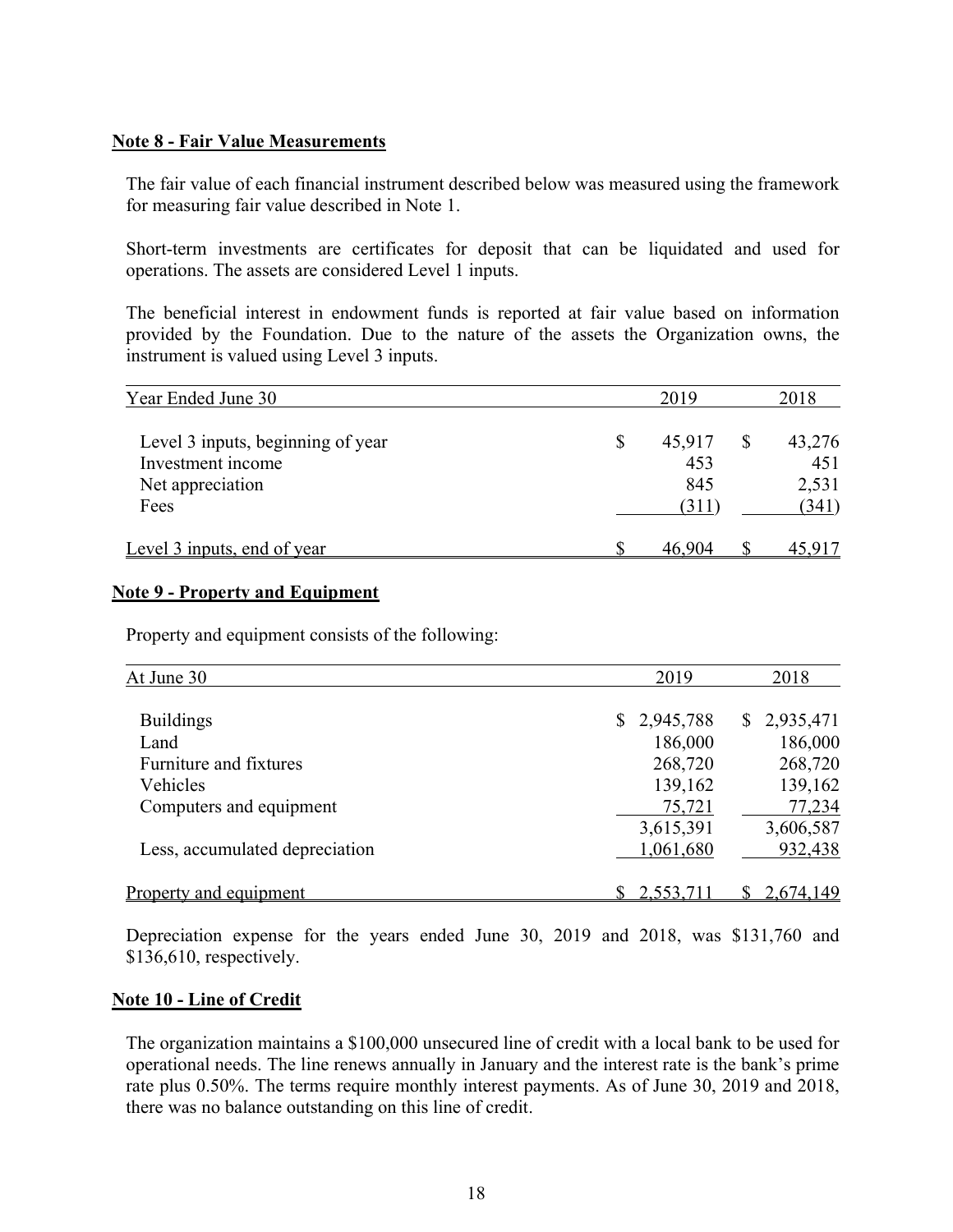## Note 8 - Fair Value Measurements

The fair value of each financial instrument described below was measured using the framework for measuring fair value described in Note 1.

Short-term investments are certificates for deposit that can be liquidated and used for operations. The assets are considered Level 1 inputs.

The beneficial interest in endowment funds is reported at fair value based on information provided by the Foundation. Due to the nature of the assets the Organization owns, the instrument is valued using Level 3 inputs.

| Year Ended June 30 | 2019 | 2018 |
|---|---|---|
| Level 3 inputs, beginning of year | $ 45,917 | $ 43,276 |
| Investment income | 453 | 451 |
| Net appreciation | 845 | 2,531 |
| Fees | (311) | (341) |
| Level 3 inputs, end of year | $ 46,904 | $ 45,917 |

## Note 9 - Property and Equipment

Property and equipment consists of the following:

| At June 30 | 2019 | 2018 |
|---|---|---|
| Buildings | $ 2,945,788 | $ 2,935,471 |
| Land | 186,000 | 186,000 |
| Furniture and fixtures | 268,720 | 268,720 |
| Vehicles | 139,162 | 139,162 |
| Computers and equipment | 75,721 | 77,234 |
| | 3,615,391 | 3,606,587 |
| Less, accumulated depreciation | 1,061,680 | 932,438 |
| Property and equipment | $ 2,553,711 | $ 2,674,149 |

Depreciation expense for the years ended June 30, 2019 and 2018, was $131,760 and $136,610, respectively.

## Note 10 - Line of Credit

The organization maintains a $100,000 unsecured line of credit with a local bank to be used for operational needs. The line renews annually in January and the interest rate is the bank's prime rate plus 0.50%. The terms require monthly interest payments. As of June 30, 2019 and 2018, there was no balance outstanding on this line of credit.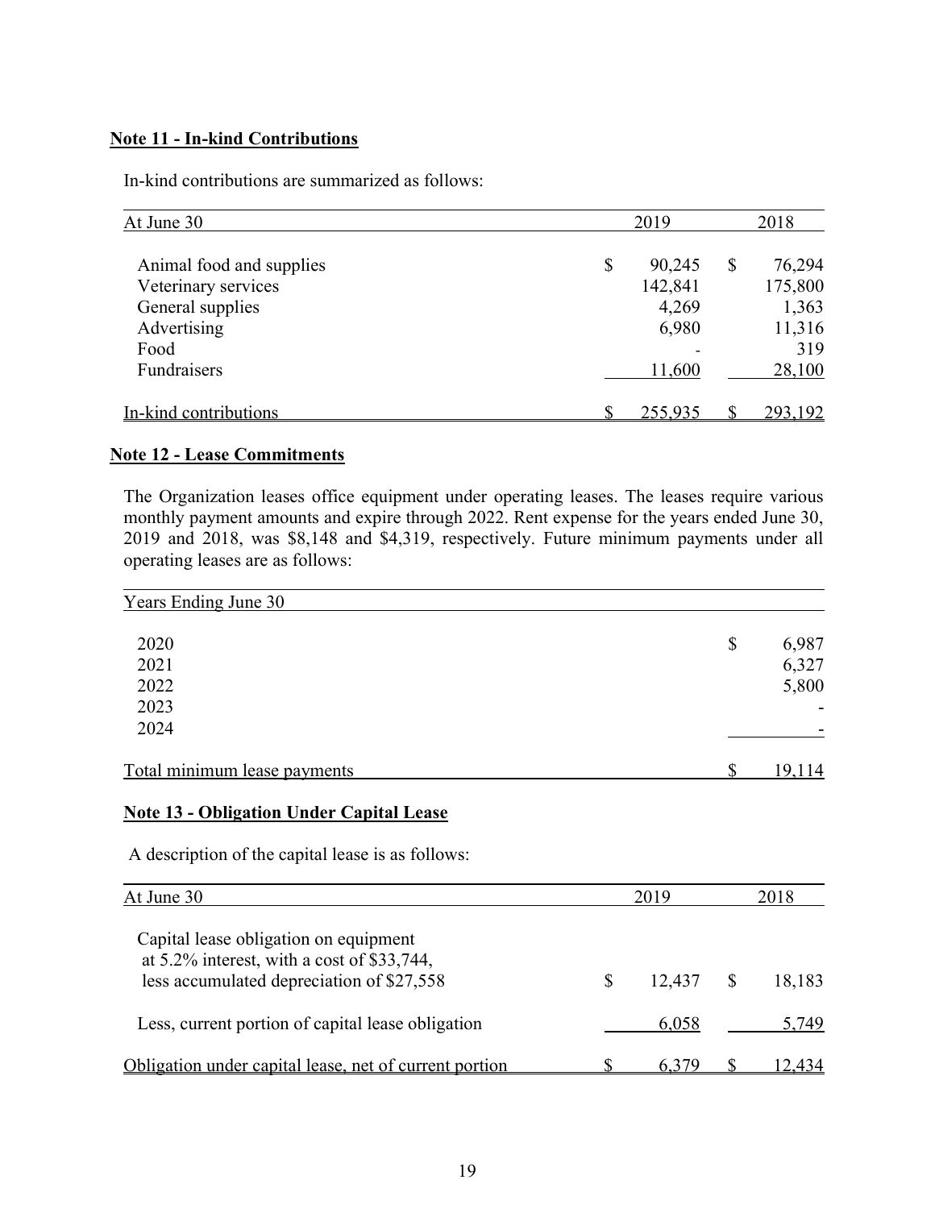**Note 11 - In-kind Contributions**

In-kind contributions are summarized as follows:

| At June 30 | 2019 | 2018 |
|---|---|---|
| Animal food and supplies | $ 90,245 | $ 76,294 |
| Veterinary services | 142,841 | 175,800 |
| General supplies | 4,269 | 1,363 |
| Advertising | 6,980 | 11,316 |
| Food | - | 319 |
| Fundraisers | 11,600 | 28,100 |
| In-kind contributions | $ 255,935 | $ 293,192 |

**Note 12 - Lease Commitments**

The Organization leases office equipment under operating leases. The leases require various monthly payment amounts and expire through 2022. Rent expense for the years ended June 30, 2019 and 2018, was $8,148 and $4,319, respectively. Future minimum payments under all operating leases are as follows:

| Years Ending June 30 | |
|---|---|
| 2020 | $ 6,987 |
| 2021 | 6,327 |
| 2022 | 5,800 |
| 2023 | - |
| 2024 | - |
| Total minimum lease payments | $ 19,114 |

**Note 13 - Obligation Under Capital Lease**

A description of the capital lease is as follows:

| At June 30 | 2019 | 2018 |
|---|---|---|
| Capital lease obligation on equipment at 5.2% interest, with a cost of $33,744, less accumulated depreciation of $27,558 | $ 12,437 | $ 18,183 |
| Less, current portion of capital lease obligation | 6,058 | 5,749 |
| Obligation under capital lease, net of current portion | $ 6,379 | $ 12,434 |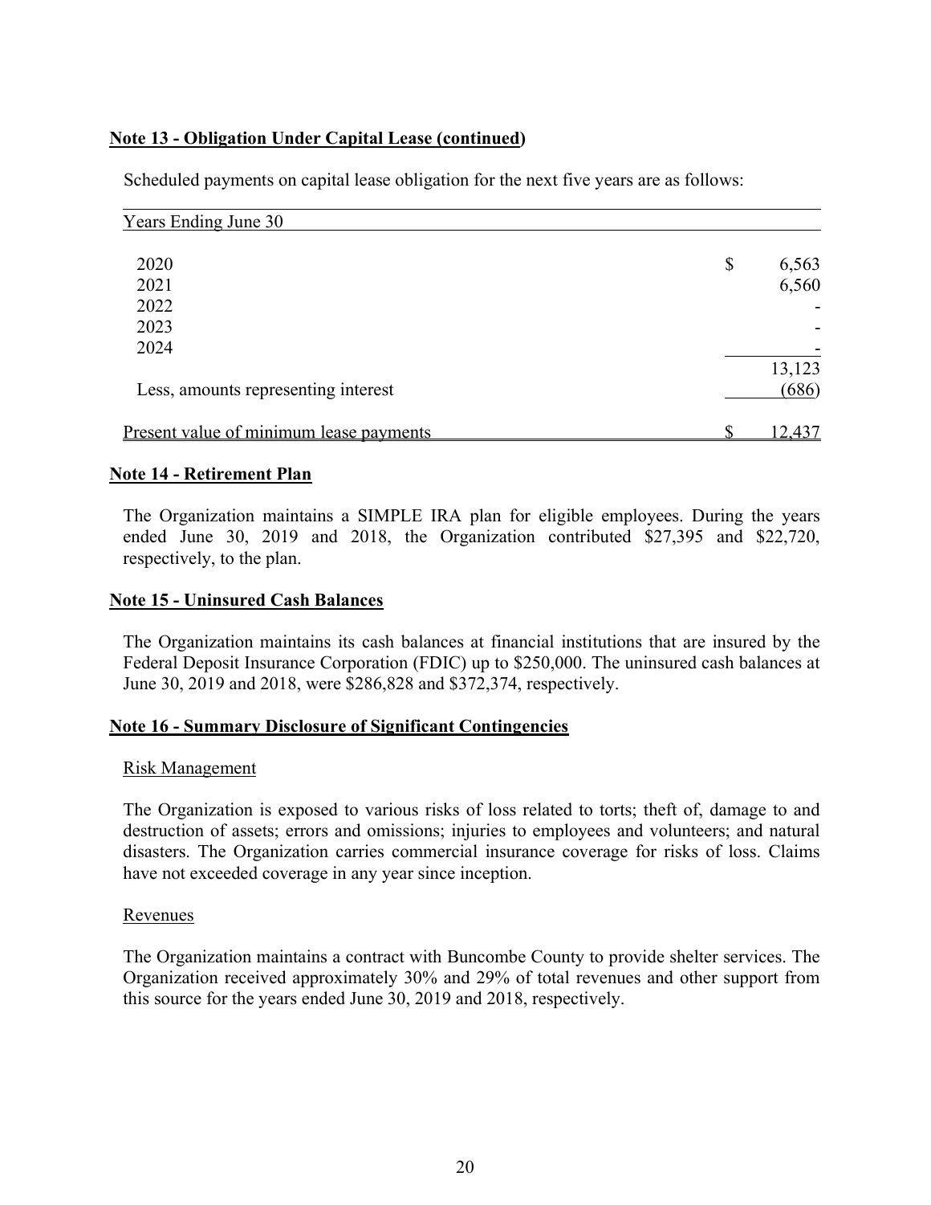**Note 13 - Obligation Under Capital Lease (continued)**

Scheduled payments on capital lease obligation for the next five years are as follows:

| Years Ending June 30 | |
|---|---|
| 2020 | $ 6,563 |
| 2021 | 6,560 |
| 2022 | - |
| 2023 | - |
| 2024 | - |
| | 13,123 |
| Less, amounts representing interest | (686) |
| Present value of minimum lease payments | $ 12,437 |

**Note 14 - Retirement Plan**

The Organization maintains a SIMPLE IRA plan for eligible employees. During the years ended June 30, 2019 and 2018, the Organization contributed $27,395 and $22,720, respectively, to the plan.

**Note 15 - Uninsured Cash Balances**

The Organization maintains its cash balances at financial institutions that are insured by the Federal Deposit Insurance Corporation (FDIC) up to $250,000. The uninsured cash balances at June 30, 2019 and 2018, were $286,828 and $372,374, respectively.

**Note 16 - Summary Disclosure of Significant Contingencies**

Risk Management

The Organization is exposed to various risks of loss related to torts; theft of, damage to and destruction of assets; errors and omissions; injuries to employees and volunteers; and natural disasters. The Organization carries commercial insurance coverage for risks of loss. Claims have not exceeded coverage in any year since inception.

Revenues

The Organization maintains a contract with Buncombe County to provide shelter services. The Organization received approximately 30% and 29% of total revenues and other support from this source for the years ended June 30, 2019 and 2018, respectively.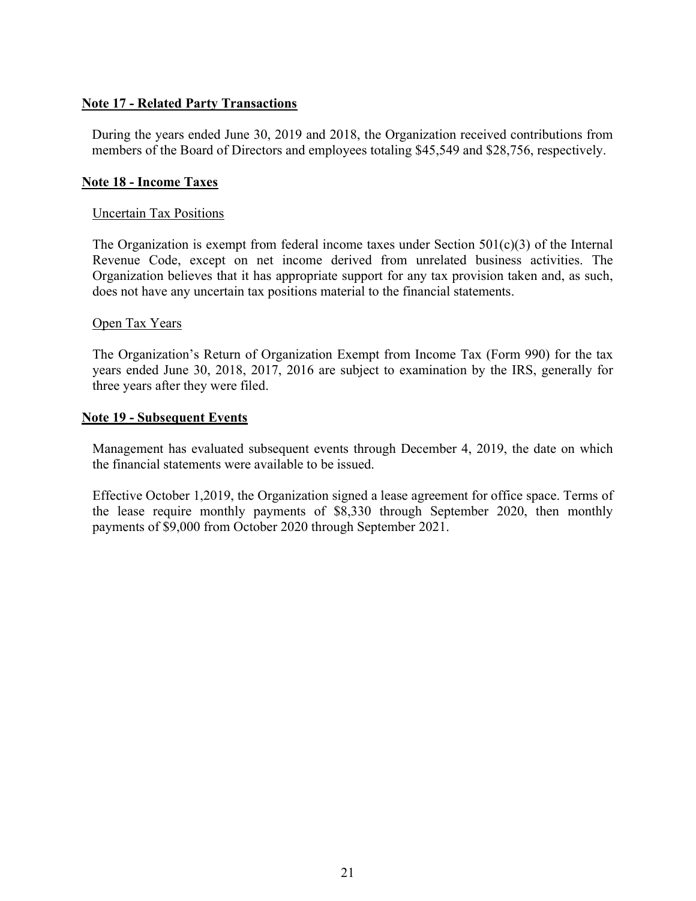## Note 17 - Related Party Transactions

During the years ended June 30, 2019 and 2018, the Organization received contributions from members of the Board of Directors and employees totaling $45,549 and $28,756, respectively.

## Note 18 - Income Taxes

### Uncertain Tax Positions

The Organization is exempt from federal income taxes under Section 501(c)(3) of the Internal Revenue Code, except on net income derived from unrelated business activities. The Organization believes that it has appropriate support for any tax provision taken and, as such, does not have any uncertain tax positions material to the financial statements.

### Open Tax Years

The Organization's Return of Organization Exempt from Income Tax (Form 990) for the tax years ended June 30, 2018, 2017, 2016 are subject to examination by the IRS, generally for three years after they were filed.

## Note 19 - Subsequent Events

Management has evaluated subsequent events through December 4, 2019, the date on which the financial statements were available to be issued.

Effective October 1,2019, the Organization signed a lease agreement for office space. Terms of the lease require monthly payments of $8,330 through September 2020, then monthly payments of $9,000 from October 2020 through September 2021.